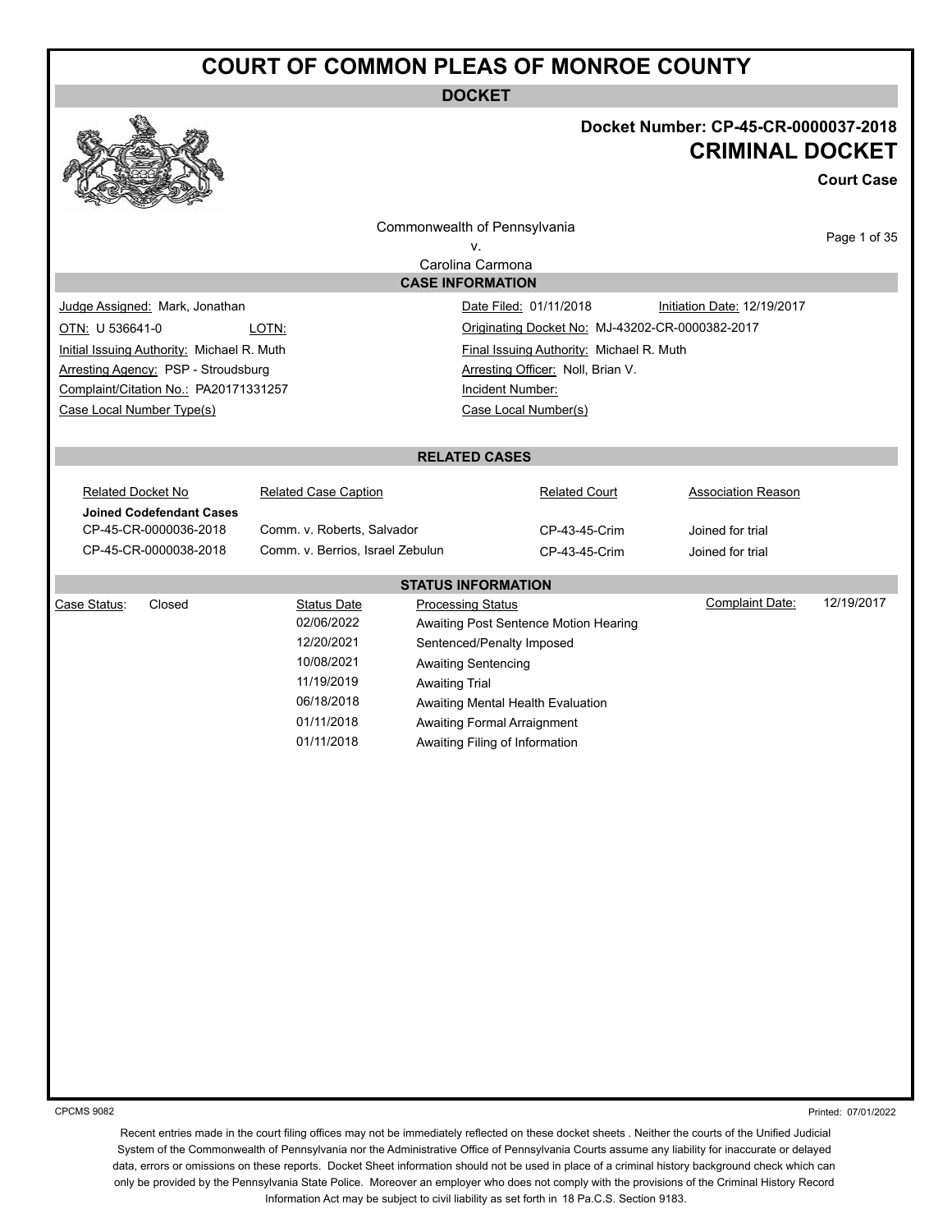# COURT OF COMMON PLEAS OF MONROE COUNTY

**DOCKET**

**Docket Number: CP-45-CR-0000037-2018**

## CRIMINAL DOCKET

**Court Case**

Commonwealth of Pennsylvania
v.
Carolina Carmona

### CASE INFORMATION

| | |
|---|---|
| Judge Assigned: Mark, Jonathan | Date Filed: 01/11/2018 |
| | Initiation Date: 12/19/2017 |
| OTN: U 536641-0 | LOTN: |
| Originating Docket No: MJ-43202-CR-0000382-2017 | |
| Initial Issuing Authority: Michael R. Muth | Final Issuing Authority: Michael R. Muth |
| Arresting Agency: PSP - Stroudsburg | Arresting Officer: Noll, Brian V. |
| Complaint/Citation No.: PA20171331257 | Incident Number: |
| Case Local Number Type(s) | Case Local Number(s) |

### RELATED CASES

| Related Docket No | Related Case Caption | Related Court | Association Reason |
|---|---|---|---|
| **Joined Codefendant Cases** | | | |
| CP-45-CR-0000036-2018 | Comm. v. Roberts, Salvador | CP-43-45-Crim | Joined for trial |
| CP-45-CR-0000038-2018 | Comm. v. Berrios, Israel Zebulun | CP-43-45-Crim | Joined for trial |

### STATUS INFORMATION

Case Status: Closed

Complaint Date: 12/19/2017

| Status Date | Processing Status |
|---|---|
| 02/06/2022 | Awaiting Post Sentence Motion Hearing |
| 12/20/2021 | Sentenced/Penalty Imposed |
| 10/08/2021 | Awaiting Sentencing |
| 11/19/2019 | Awaiting Trial |
| 06/18/2018 | Awaiting Mental Health Evaluation |
| 01/11/2018 | Awaiting Formal Arraignment |
| 01/11/2018 | Awaiting Filing of Information |

CPCMS 9082

Printed: 07/01/2022

Recent entries made in the court filing offices may not be immediately reflected on these docket sheets . Neither the courts of the Unified Judicial System of the Commonwealth of Pennsylvania nor the Administrative Office of Pennsylvania Courts assume any liability for inaccurate or delayed data, errors or omissions on these reports. Docket Sheet information should not be used in place of a criminal history background check which can only be provided by the Pennsylvania State Police. Moreover an employer who does not comply with the provisions of the Criminal History Record Information Act may be subject to civil liability as set forth in 18 Pa.C.S. Section 9183.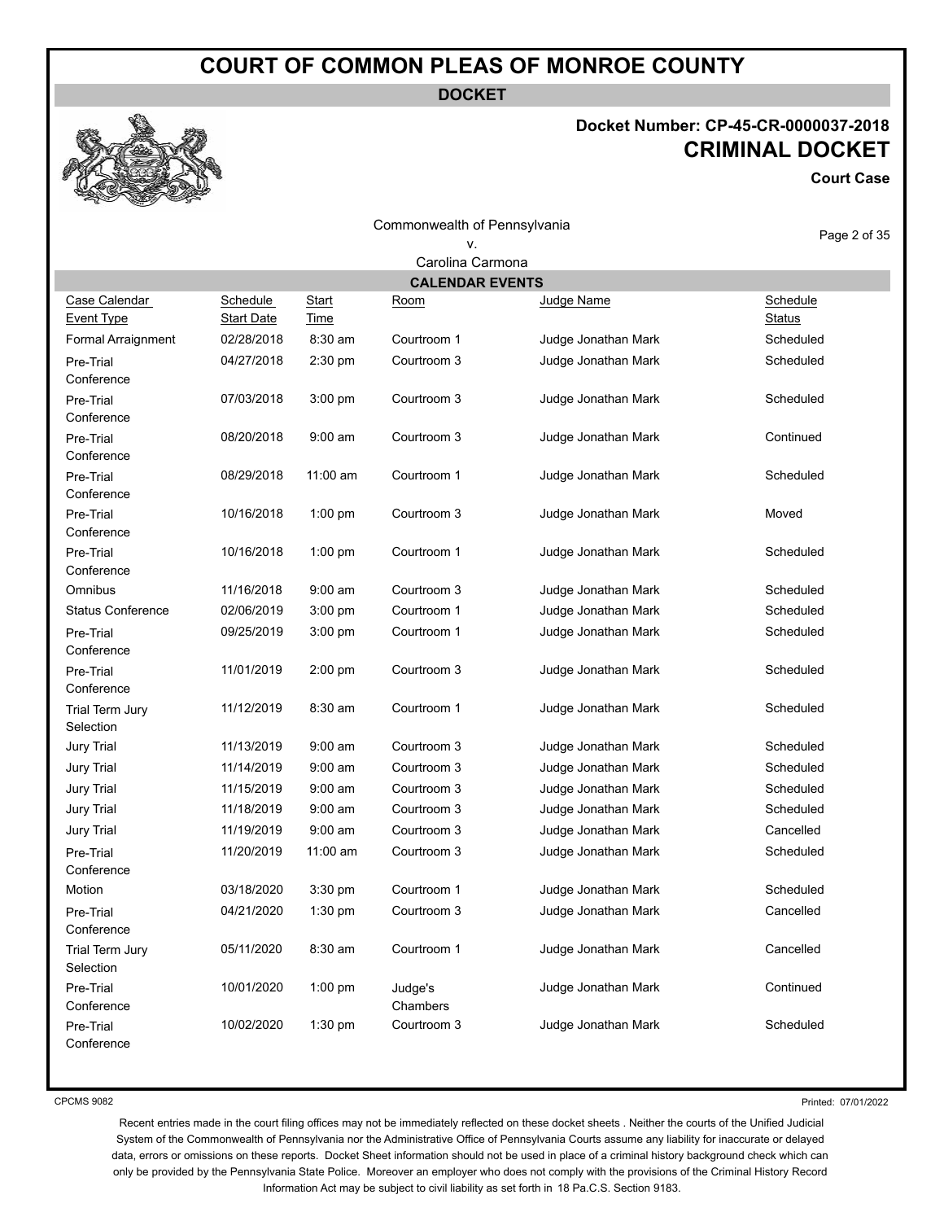# COURT OF COMMON PLEAS OF MONROE COUNTY

**DOCKET**

**Docket Number: CP-45-CR-0000037-2018**

## CRIMINAL DOCKET

**Court Case**

Commonwealth of Pennsylvania
v.
Carolina Carmona

### CALENDAR EVENTS

| Case Calendar Event Type | Schedule Start Date | Start Time | Room | Judge Name | Schedule Status |
|---|---|---|---|---|---|
| Formal Arraignment | 02/28/2018 | 8:30 am | Courtroom 1 | Judge Jonathan Mark | Scheduled |
| Pre-Trial Conference | 04/27/2018 | 2:30 pm | Courtroom 3 | Judge Jonathan Mark | Scheduled |
| Pre-Trial Conference | 07/03/2018 | 3:00 pm | Courtroom 3 | Judge Jonathan Mark | Scheduled |
| Pre-Trial Conference | 08/20/2018 | 9:00 am | Courtroom 3 | Judge Jonathan Mark | Continued |
| Pre-Trial Conference | 08/29/2018 | 11:00 am | Courtroom 1 | Judge Jonathan Mark | Scheduled |
| Pre-Trial Conference | 10/16/2018 | 1:00 pm | Courtroom 3 | Judge Jonathan Mark | Moved |
| Pre-Trial Conference | 10/16/2018 | 1:00 pm | Courtroom 1 | Judge Jonathan Mark | Scheduled |
| Omnibus | 11/16/2018 | 9:00 am | Courtroom 3 | Judge Jonathan Mark | Scheduled |
| Status Conference | 02/06/2019 | 3:00 pm | Courtroom 1 | Judge Jonathan Mark | Scheduled |
| Pre-Trial Conference | 09/25/2019 | 3:00 pm | Courtroom 1 | Judge Jonathan Mark | Scheduled |
| Pre-Trial Conference | 11/01/2019 | 2:00 pm | Courtroom 3 | Judge Jonathan Mark | Scheduled |
| Trial Term Jury Selection | 11/12/2019 | 8:30 am | Courtroom 1 | Judge Jonathan Mark | Scheduled |
| Jury Trial | 11/13/2019 | 9:00 am | Courtroom 3 | Judge Jonathan Mark | Scheduled |
| Jury Trial | 11/14/2019 | 9:00 am | Courtroom 3 | Judge Jonathan Mark | Scheduled |
| Jury Trial | 11/15/2019 | 9:00 am | Courtroom 3 | Judge Jonathan Mark | Scheduled |
| Jury Trial | 11/18/2019 | 9:00 am | Courtroom 3 | Judge Jonathan Mark | Scheduled |
| Jury Trial | 11/19/2019 | 9:00 am | Courtroom 3 | Judge Jonathan Mark | Cancelled |
| Pre-Trial Conference | 11/20/2019 | 11:00 am | Courtroom 3 | Judge Jonathan Mark | Scheduled |
| Motion | 03/18/2020 | 3:30 pm | Courtroom 1 | Judge Jonathan Mark | Scheduled |
| Pre-Trial Conference | 04/21/2020 | 1:30 pm | Courtroom 3 | Judge Jonathan Mark | Cancelled |
| Trial Term Jury Selection | 05/11/2020 | 8:30 am | Courtroom 1 | Judge Jonathan Mark | Cancelled |
| Pre-Trial Conference | 10/01/2020 | 1:00 pm | Judge's Chambers | Judge Jonathan Mark | Continued |
| Pre-Trial Conference | 10/02/2020 | 1:30 pm | Courtroom 3 | Judge Jonathan Mark | Scheduled |

CPCMS 9082

Printed: 07/01/2022

Recent entries made in the court filing offices may not be immediately reflected on these docket sheets . Neither the courts of the Unified Judicial System of the Commonwealth of Pennsylvania nor the Administrative Office of Pennsylvania Courts assume any liability for inaccurate or delayed data, errors or omissions on these reports. Docket Sheet information should not be used in place of a criminal history background check which can only be provided by the Pennsylvania State Police. Moreover an employer who does not comply with the provisions of the Criminal History Record Information Act may be subject to civil liability as set forth in 18 Pa.C.S. Section 9183.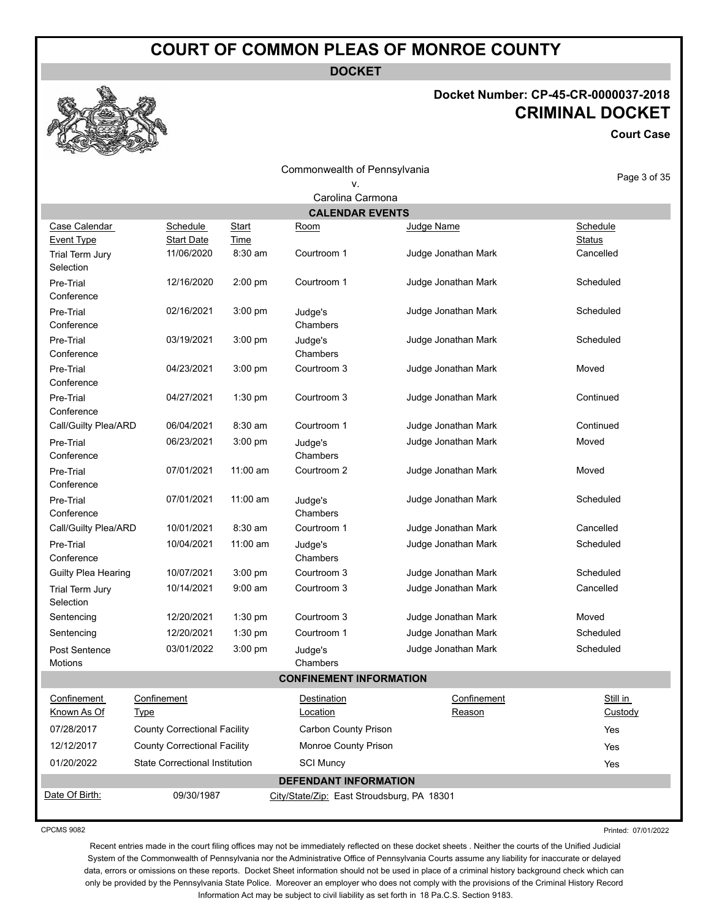# COURT OF COMMON PLEAS OF MONROE COUNTY

**DOCKET**

**Docket Number: CP-45-CR-0000037-2018**
**CRIMINAL DOCKET**
**Court Case**

Commonwealth of Pennsylvania
v.
Carolina Carmona

## CALENDAR EVENTS

| Case Calendar Event Type | Schedule Start Date | Start Time | Room | Judge Name | Schedule Status |
|---|---|---|---|---|---|
| Trial Term Jury Selection | 11/06/2020 | 8:30 am | Courtroom 1 | Judge Jonathan Mark | Cancelled |
| Pre-Trial Conference | 12/16/2020 | 2:00 pm | Courtroom 1 | Judge Jonathan Mark | Scheduled |
| Pre-Trial Conference | 02/16/2021 | 3:00 pm | Judge's Chambers | Judge Jonathan Mark | Scheduled |
| Pre-Trial Conference | 03/19/2021 | 3:00 pm | Judge's Chambers | Judge Jonathan Mark | Scheduled |
| Pre-Trial Conference | 04/23/2021 | 3:00 pm | Courtroom 3 | Judge Jonathan Mark | Moved |
| Pre-Trial Conference | 04/27/2021 | 1:30 pm | Courtroom 3 | Judge Jonathan Mark | Continued |
| Call/Guilty Plea/ARD | 06/04/2021 | 8:30 am | Courtroom 1 | Judge Jonathan Mark | Continued |
| Pre-Trial Conference | 06/23/2021 | 3:00 pm | Judge's Chambers | Judge Jonathan Mark | Moved |
| Pre-Trial Conference | 07/01/2021 | 11:00 am | Courtroom 2 | Judge Jonathan Mark | Moved |
| Pre-Trial Conference | 07/01/2021 | 11:00 am | Judge's Chambers | Judge Jonathan Mark | Scheduled |
| Call/Guilty Plea/ARD | 10/01/2021 | 8:30 am | Courtroom 1 | Judge Jonathan Mark | Cancelled |
| Pre-Trial Conference | 10/04/2021 | 11:00 am | Judge's Chambers | Judge Jonathan Mark | Scheduled |
| Guilty Plea Hearing | 10/07/2021 | 3:00 pm | Courtroom 3 | Judge Jonathan Mark | Scheduled |
| Trial Term Jury Selection | 10/14/2021 | 9:00 am | Courtroom 3 | Judge Jonathan Mark | Cancelled |
| Sentencing | 12/20/2021 | 1:30 pm | Courtroom 3 | Judge Jonathan Mark | Moved |
| Sentencing | 12/20/2021 | 1:30 pm | Courtroom 1 | Judge Jonathan Mark | Scheduled |
| Post Sentence Motions | 03/01/2022 | 3:00 pm | Judge's Chambers | Judge Jonathan Mark | Scheduled |

## CONFINEMENT INFORMATION

| Confinement Known As Of | Confinement Type | Destination Location | Confinement Reason | Still in Custody |
|---|---|---|---|---|
| 07/28/2017 | County Correctional Facility | Carbon County Prison | | Yes |
| 12/12/2017 | County Correctional Facility | Monroe County Prison | | Yes |
| 01/20/2022 | State Correctional Institution | SCI Muncy | | Yes |

## DEFENDANT INFORMATION

Date Of Birth: 09/30/1987 City/State/Zip: East Stroudsburg, PA 18301

CPCMS 9082 Printed: 07/01/2022

Recent entries made in the court filing offices may not be immediately reflected on these docket sheets . Neither the courts of the Unified Judicial System of the Commonwealth of Pennsylvania nor the Administrative Office of Pennsylvania Courts assume any liability for inaccurate or delayed data, errors or omissions on these reports. Docket Sheet information should not be used in place of a criminal history background check which can only be provided by the Pennsylvania State Police. Moreover an employer who does not comply with the provisions of the Criminal History Record Information Act may be subject to civil liability as set forth in 18 Pa.C.S. Section 9183.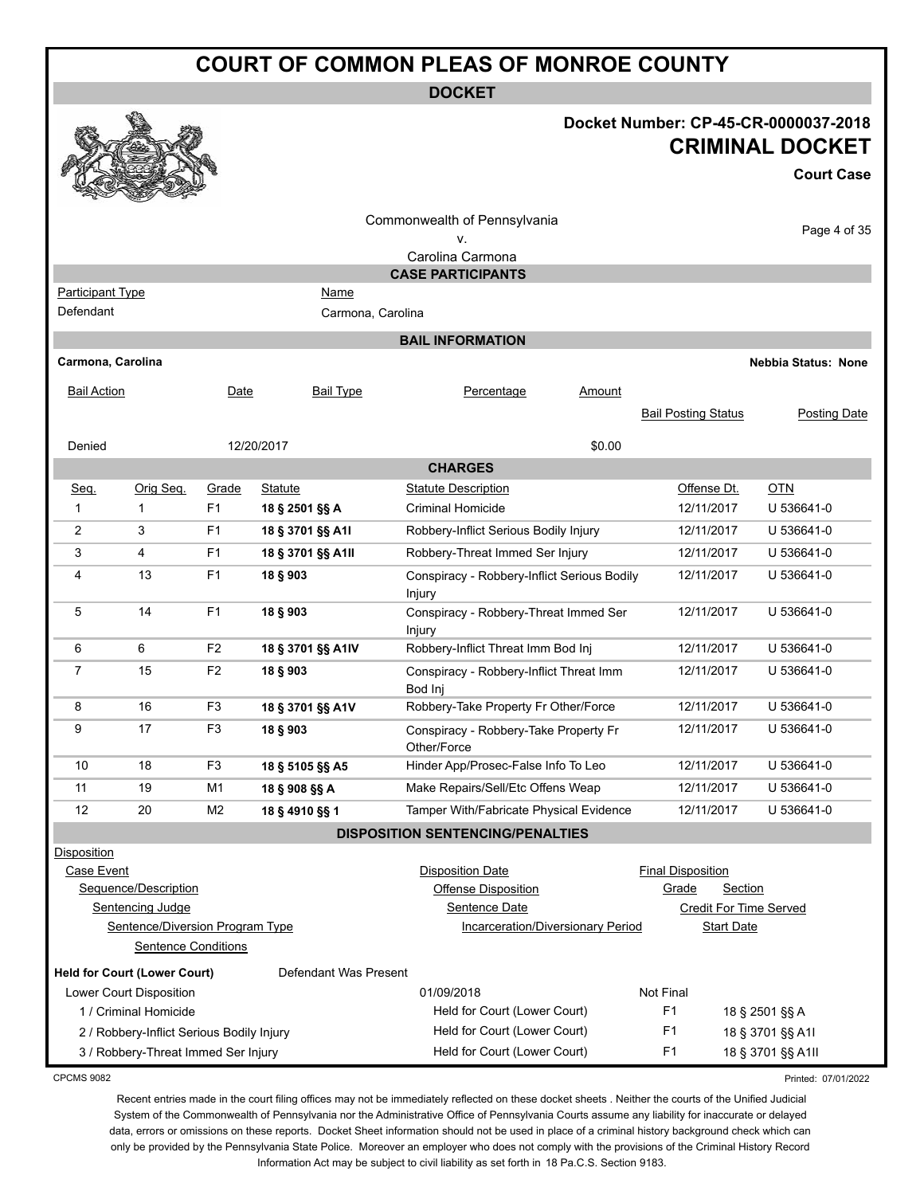# COURT OF COMMON PLEAS OF MONROE COUNTY

**DOCKET**

**Docket Number: CP-45-CR-0000037-2018**

**CRIMINAL DOCKET**

**Court Case**

Commonwealth of Pennsylvania
v.
Carolina Carmona

## CASE PARTICIPANTS

| Participant Type | Name |
|---|---|
| Defendant | Carmona, Carolina |

## BAIL INFORMATION

**Carmona, Carolina** — **Nebbia Status: None**

| Bail Action | Date | Bail Type | Percentage | Amount | Bail Posting Status | Posting Date |
|---|---|---|---|---|---|---|
| Denied | 12/20/2017 | | | $0.00 | | |

## CHARGES

| Seq. | Orig Seq. | Grade | Statute | Statute Description | Offense Dt. | OTN |
|---|---|---|---|---|---|---|
| 1 | 1 | F1 | **18 § 2501 §§ A** | Criminal Homicide | 12/11/2017 | U 536641-0 |
| 2 | 3 | F1 | **18 § 3701 §§ A1I** | Robbery-Inflict Serious Bodily Injury | 12/11/2017 | U 536641-0 |
| 3 | 4 | F1 | **18 § 3701 §§ A1II** | Robbery-Threat Immed Ser Injury | 12/11/2017 | U 536641-0 |
| 4 | 13 | F1 | **18 § 903** | Conspiracy - Robbery-Inflict Serious Bodily Injury | 12/11/2017 | U 536641-0 |
| 5 | 14 | F1 | **18 § 903** | Conspiracy - Robbery-Threat Immed Ser Injury | 12/11/2017 | U 536641-0 |
| 6 | 6 | F2 | **18 § 3701 §§ A1IV** | Robbery-Inflict Threat Imm Bod Inj | 12/11/2017 | U 536641-0 |
| 7 | 15 | F2 | **18 § 903** | Conspiracy - Robbery-Inflict Threat Imm Bod Inj | 12/11/2017 | U 536641-0 |
| 8 | 16 | F3 | **18 § 3701 §§ A1V** | Robbery-Take Property Fr Other/Force | 12/11/2017 | U 536641-0 |
| 9 | 17 | F3 | **18 § 903** | Conspiracy - Robbery-Take Property Fr Other/Force | 12/11/2017 | U 536641-0 |
| 10 | 18 | F3 | **18 § 5105 §§ A5** | Hinder App/Prosec-False Info To Leo | 12/11/2017 | U 536641-0 |
| 11 | 19 | M1 | **18 § 908 §§ A** | Make Repairs/Sell/Etc Offens Weap | 12/11/2017 | U 536641-0 |
| 12 | 20 | M2 | **18 § 4910 §§ 1** | Tamper With/Fabricate Physical Evidence | 12/11/2017 | U 536641-0 |

## DISPOSITION SENTENCING/PENALTIES

Disposition
- Case Event — Disposition Date — Final Disposition
  - Sequence/Description — Offense Disposition — Grade — Section
    - Sentencing Judge — Sentence Date — Credit For Time Served
      - Sentence/Diversion Program Type — Incarceration/Diversionary Period — Start Date
        - Sentence Conditions

**Held for Court (Lower Court)** — Defendant Was Present

| Case Event / Sequence/Description | Disposition Date / Offense Disposition | Final Disposition / Grade | Section |
|---|---|---|---|
| Lower Court Disposition | 01/09/2018 | Not Final | |
| 1 / Criminal Homicide | Held for Court (Lower Court) | F1 | 18 § 2501 §§ A |
| 2 / Robbery-Inflict Serious Bodily Injury | Held for Court (Lower Court) | F1 | 18 § 3701 §§ A1I |
| 3 / Robbery-Threat Immed Ser Injury | Held for Court (Lower Court) | F1 | 18 § 3701 §§ A1II |

CPCMS 9082

Printed: 07/01/2022

Recent entries made in the court filing offices may not be immediately reflected on these docket sheets . Neither the courts of the Unified Judicial System of the Commonwealth of Pennsylvania nor the Administrative Office of Pennsylvania Courts assume any liability for inaccurate or delayed data, errors or omissions on these reports. Docket Sheet information should not be used in place of a criminal history background check which can only be provided by the Pennsylvania State Police. Moreover an employer who does not comply with the provisions of the Criminal History Record Information Act may be subject to civil liability as set forth in 18 Pa.C.S. Section 9183.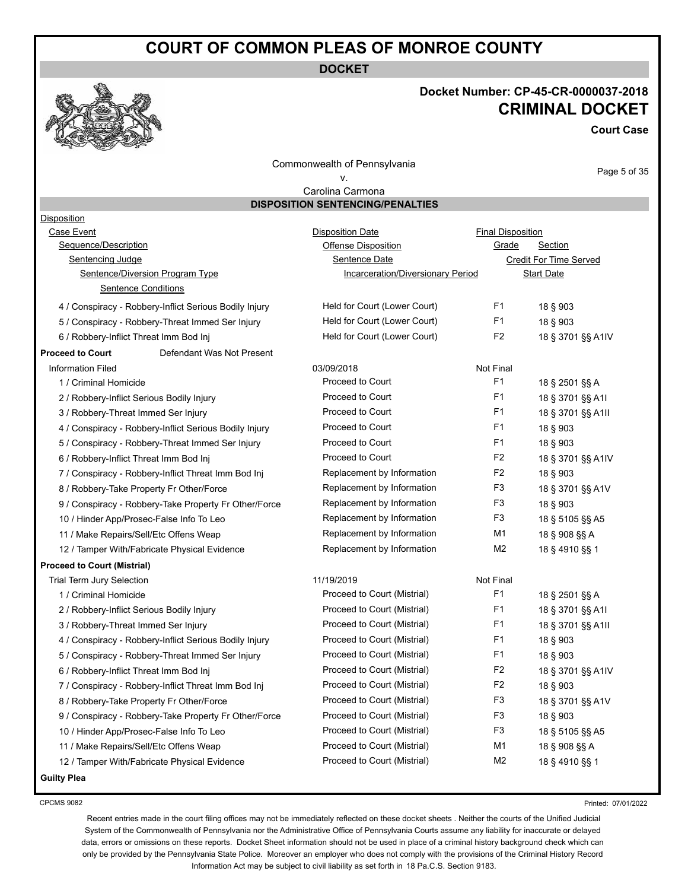# COURT OF COMMON PLEAS OF MONROE COUNTY

**DOCKET**

**Docket Number: CP-45-CR-0000037-2018**

## CRIMINAL DOCKET

**Court Case**

Commonwealth of Pennsylvania
v.
Carolina Carmona

### DISPOSITION SENTENCING/PENALTIES

| Disposition | | | |
|---|---|---|---|
| Case Event | Disposition Date | Final Disposition | |
| Sequence/Description | Offense Disposition | Grade | Section |
| Sentencing Judge | Sentence Date | Credit For Time Served | |
| Sentence/Diversion Program Type | Incarceration/Diversionary Period | Start Date | |
| Sentence Conditions | | | |
| 4 / Conspiracy - Robbery-Inflict Serious Bodily Injury | Held for Court (Lower Court) | F1 | 18 § 903 |
| 5 / Conspiracy - Robbery-Threat Immed Ser Injury | Held for Court (Lower Court) | F1 | 18 § 903 |
| 6 / Robbery-Inflict Threat Imm Bod Inj | Held for Court (Lower Court) | F2 | 18 § 3701 §§ A1IV |
| **Proceed to Court** Defendant Was Not Present | | | |
| Information Filed | 03/09/2018 | Not Final | |
| 1 / Criminal Homicide | Proceed to Court | F1 | 18 § 2501 §§ A |
| 2 / Robbery-Inflict Serious Bodily Injury | Proceed to Court | F1 | 18 § 3701 §§ A1I |
| 3 / Robbery-Threat Immed Ser Injury | Proceed to Court | F1 | 18 § 3701 §§ A1II |
| 4 / Conspiracy - Robbery-Inflict Serious Bodily Injury | Proceed to Court | F1 | 18 § 903 |
| 5 / Conspiracy - Robbery-Threat Immed Ser Injury | Proceed to Court | F1 | 18 § 903 |
| 6 / Robbery-Inflict Threat Imm Bod Inj | Proceed to Court | F2 | 18 § 3701 §§ A1IV |
| 7 / Conspiracy - Robbery-Inflict Threat Imm Bod Inj | Replacement by Information | F2 | 18 § 903 |
| 8 / Robbery-Take Property Fr Other/Force | Replacement by Information | F3 | 18 § 3701 §§ A1V |
| 9 / Conspiracy - Robbery-Take Property Fr Other/Force | Replacement by Information | F3 | 18 § 903 |
| 10 / Hinder App/Prosec-False Info To Leo | Replacement by Information | F3 | 18 § 5105 §§ A5 |
| 11 / Make Repairs/Sell/Etc Offens Weap | Replacement by Information | M1 | 18 § 908 §§ A |
| 12 / Tamper With/Fabricate Physical Evidence | Replacement by Information | M2 | 18 § 4910 §§ 1 |
| **Proceed to Court (Mistrial)** | | | |
| Trial Term Jury Selection | 11/19/2019 | Not Final | |
| 1 / Criminal Homicide | Proceed to Court (Mistrial) | F1 | 18 § 2501 §§ A |
| 2 / Robbery-Inflict Serious Bodily Injury | Proceed to Court (Mistrial) | F1 | 18 § 3701 §§ A1I |
| 3 / Robbery-Threat Immed Ser Injury | Proceed to Court (Mistrial) | F1 | 18 § 3701 §§ A1II |
| 4 / Conspiracy - Robbery-Inflict Serious Bodily Injury | Proceed to Court (Mistrial) | F1 | 18 § 903 |
| 5 / Conspiracy - Robbery-Threat Immed Ser Injury | Proceed to Court (Mistrial) | F1 | 18 § 903 |
| 6 / Robbery-Inflict Threat Imm Bod Inj | Proceed to Court (Mistrial) | F2 | 18 § 3701 §§ A1IV |
| 7 / Conspiracy - Robbery-Inflict Threat Imm Bod Inj | Proceed to Court (Mistrial) | F2 | 18 § 903 |
| 8 / Robbery-Take Property Fr Other/Force | Proceed to Court (Mistrial) | F3 | 18 § 3701 §§ A1V |
| 9 / Conspiracy - Robbery-Take Property Fr Other/Force | Proceed to Court (Mistrial) | F3 | 18 § 903 |
| 10 / Hinder App/Prosec-False Info To Leo | Proceed to Court (Mistrial) | F3 | 18 § 5105 §§ A5 |
| 11 / Make Repairs/Sell/Etc Offens Weap | Proceed to Court (Mistrial) | M1 | 18 § 908 §§ A |
| 12 / Tamper With/Fabricate Physical Evidence | Proceed to Court (Mistrial) | M2 | 18 § 4910 §§ 1 |
| **Guilty Plea** | | | |

CPCMS 9082

Printed: 07/01/2022

Recent entries made in the court filing offices may not be immediately reflected on these docket sheets . Neither the courts of the Unified Judicial System of the Commonwealth of Pennsylvania nor the Administrative Office of Pennsylvania Courts assume any liability for inaccurate or delayed data, errors or omissions on these reports. Docket Sheet information should not be used in place of a criminal history background check which can only be provided by the Pennsylvania State Police. Moreover an employer who does not comply with the provisions of the Criminal History Record Information Act may be subject to civil liability as set forth in 18 Pa.C.S. Section 9183.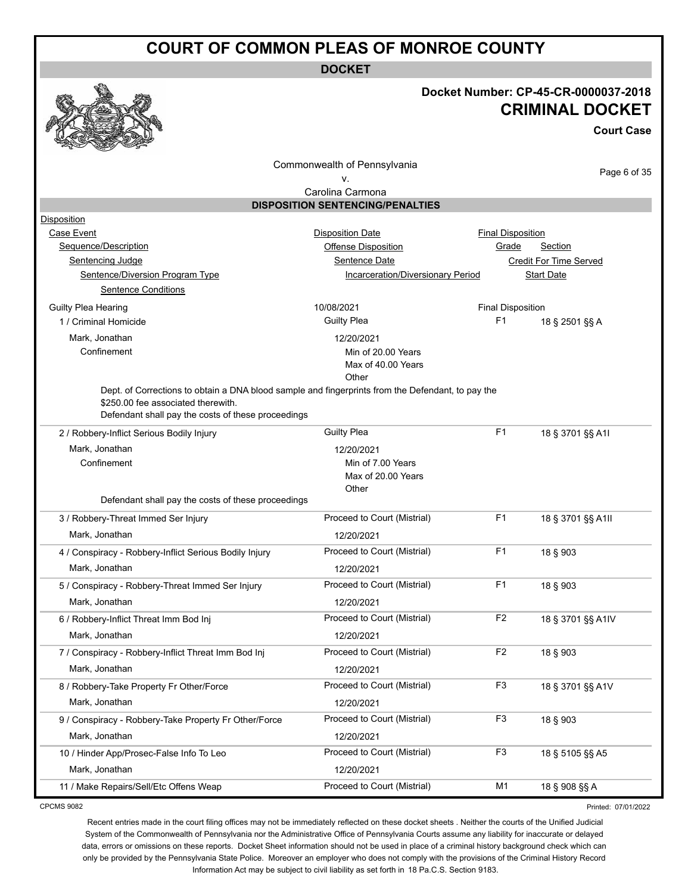# COURT OF COMMON PLEAS OF MONROE COUNTY

**DOCKET**

**Docket Number: CP-45-CR-0000037-2018**

**CRIMINAL DOCKET**

**Court Case**

Commonwealth of Pennsylvania
v.
Carolina Carmona

## DISPOSITION SENTENCING/PENALTIES

| Disposition | | | |
|---|---|---|---|
| Case Event | Disposition Date | Final Disposition | |
| Sequence/Description | Offense Disposition | Grade | Section |
| Sentencing Judge | Sentence Date | Credit For Time Served | |
| Sentence/Diversion Program Type | Incarceration/Diversionary Period | Start Date | |
| Sentence Conditions | | | |
| Guilty Plea Hearing | 10/08/2021 | Final Disposition | |
| 1 / Criminal Homicide | Guilty Plea | F1 | 18 § 2501 §§ A |
| Mark, Jonathan | 12/20/2021 | | |
| Confinement | Min of 20.00 Years<br>Max of 40.00 Years<br>Other | | |
| Dept. of Corrections to obtain a DNA blood sample and fingerprints from the Defendant, to pay the $250.00 fee associated therewith.<br>Defendant shall pay the costs of these proceedings | | | |
| 2 / Robbery-Inflict Serious Bodily Injury | Guilty Plea | F1 | 18 § 3701 §§ A1I |
| Mark, Jonathan | 12/20/2021 | | |
| Confinement | Min of 7.00 Years<br>Max of 20.00 Years<br>Other | | |
| Defendant shall pay the costs of these proceedings | | | |
| 3 / Robbery-Threat Immed Ser Injury | Proceed to Court (Mistrial) | F1 | 18 § 3701 §§ A1II |
| Mark, Jonathan | 12/20/2021 | | |
| 4 / Conspiracy - Robbery-Inflict Serious Bodily Injury | Proceed to Court (Mistrial) | F1 | 18 § 903 |
| Mark, Jonathan | 12/20/2021 | | |
| 5 / Conspiracy - Robbery-Threat Immed Ser Injury | Proceed to Court (Mistrial) | F1 | 18 § 903 |
| Mark, Jonathan | 12/20/2021 | | |
| 6 / Robbery-Inflict Threat Imm Bod Inj | Proceed to Court (Mistrial) | F2 | 18 § 3701 §§ A1IV |
| Mark, Jonathan | 12/20/2021 | | |
| 7 / Conspiracy - Robbery-Inflict Threat Imm Bod Inj | Proceed to Court (Mistrial) | F2 | 18 § 903 |
| Mark, Jonathan | 12/20/2021 | | |
| 8 / Robbery-Take Property Fr Other/Force | Proceed to Court (Mistrial) | F3 | 18 § 3701 §§ A1V |
| Mark, Jonathan | 12/20/2021 | | |
| 9 / Conspiracy - Robbery-Take Property Fr Other/Force | Proceed to Court (Mistrial) | F3 | 18 § 903 |
| Mark, Jonathan | 12/20/2021 | | |
| 10 / Hinder App/Prosec-False Info To Leo | Proceed to Court (Mistrial) | F3 | 18 § 5105 §§ A5 |
| Mark, Jonathan | 12/20/2021 | | |
| 11 / Make Repairs/Sell/Etc Offens Weap | Proceed to Court (Mistrial) | M1 | 18 § 908 §§ A |

CPCMS 9082

Printed: 07/01/2022

Recent entries made in the court filing offices may not be immediately reflected on these docket sheets . Neither the courts of the Unified Judicial System of the Commonwealth of Pennsylvania nor the Administrative Office of Pennsylvania Courts assume any liability for inaccurate or delayed data, errors or omissions on these reports. Docket Sheet information should not be used in place of a criminal history background check which can only be provided by the Pennsylvania State Police. Moreover an employer who does not comply with the provisions of the Criminal History Record Information Act may be subject to civil liability as set forth in 18 Pa.C.S. Section 9183.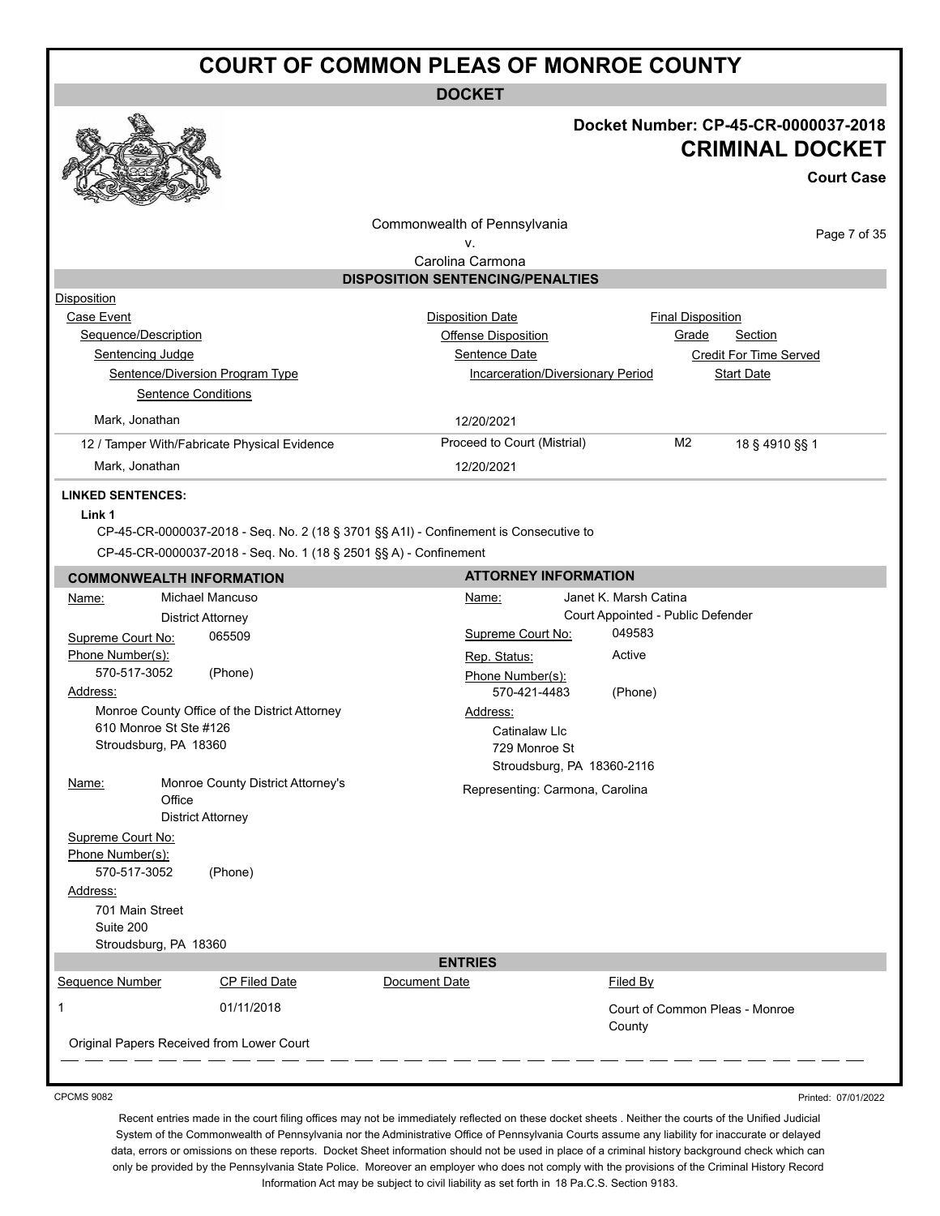# COURT OF COMMON PLEAS OF MONROE COUNTY

## DOCKET

**Docket Number: CP-45-CR-0000037-2018**

**CRIMINAL DOCKET**

**Court Case**

Commonwealth of Pennsylvania
v.
Carolina Carmona

## DISPOSITION SENTENCING/PENALTIES

Disposition
Case Event | Disposition Date | Final Disposition
Sequence/Description | Offense Disposition | Grade | Section
Sentencing Judge | Sentence Date | Credit For Time Served
Sentence/Diversion Program Type | Incarceration/Diversionary Period | Start Date
Sentence Conditions

| Sequence/Description | Offense Disposition | Grade | Section |
|---|---|---|---|
| Mark, Jonathan | 12/20/2021 | | |
| 12 / Tamper With/Fabricate Physical Evidence | Proceed to Court (Mistrial) | M2 | 18 § 4910 §§ 1 |
| Mark, Jonathan | 12/20/2021 | | |

**LINKED SENTENCES:**

**Link 1**

CP-45-CR-0000037-2018 - Seq. No. 2 (18 § 3701 §§ A1I) - Confinement is Consecutive to
CP-45-CR-0000037-2018 - Seq. No. 1 (18 § 2501 §§ A) - Confinement

## COMMONWEALTH INFORMATION

Name: Michael Mancuso
District Attorney
Supreme Court No: 065509
Phone Number(s):
570-517-3052 (Phone)
Address:
Monroe County Office of the District Attorney
610 Monroe St Ste #126
Stroudsburg, PA 18360

Name: Monroe County District Attorney's Office
District Attorney
Supreme Court No:
Phone Number(s):
570-517-3052 (Phone)
Address:
701 Main Street
Suite 200
Stroudsburg, PA 18360

## ATTORNEY INFORMATION

Name: Janet K. Marsh Catina
Court Appointed - Public Defender
Supreme Court No: 049583
Rep. Status: Active
Phone Number(s):
570-421-4483 (Phone)
Address:
Catinalaw Llc
729 Monroe St
Stroudsburg, PA 18360-2116
Representing: Carmona, Carolina

## ENTRIES

| Sequence Number | CP Filed Date | Document Date | Filed By |
|---|---|---|---|
| 1 | 01/11/2018 | | Court of Common Pleas - Monroe County |

Original Papers Received from Lower Court

CPCMS 9082

Printed: 07/01/2022

Recent entries made in the court filing offices may not be immediately reflected on these docket sheets . Neither the courts of the Unified Judicial System of the Commonwealth of Pennsylvania nor the Administrative Office of Pennsylvania Courts assume any liability for inaccurate or delayed data, errors or omissions on these reports. Docket Sheet information should not be used in place of a criminal history background check which can only be provided by the Pennsylvania State Police. Moreover an employer who does not comply with the provisions of the Criminal History Record Information Act may be subject to civil liability as set forth in 18 Pa.C.S. Section 9183.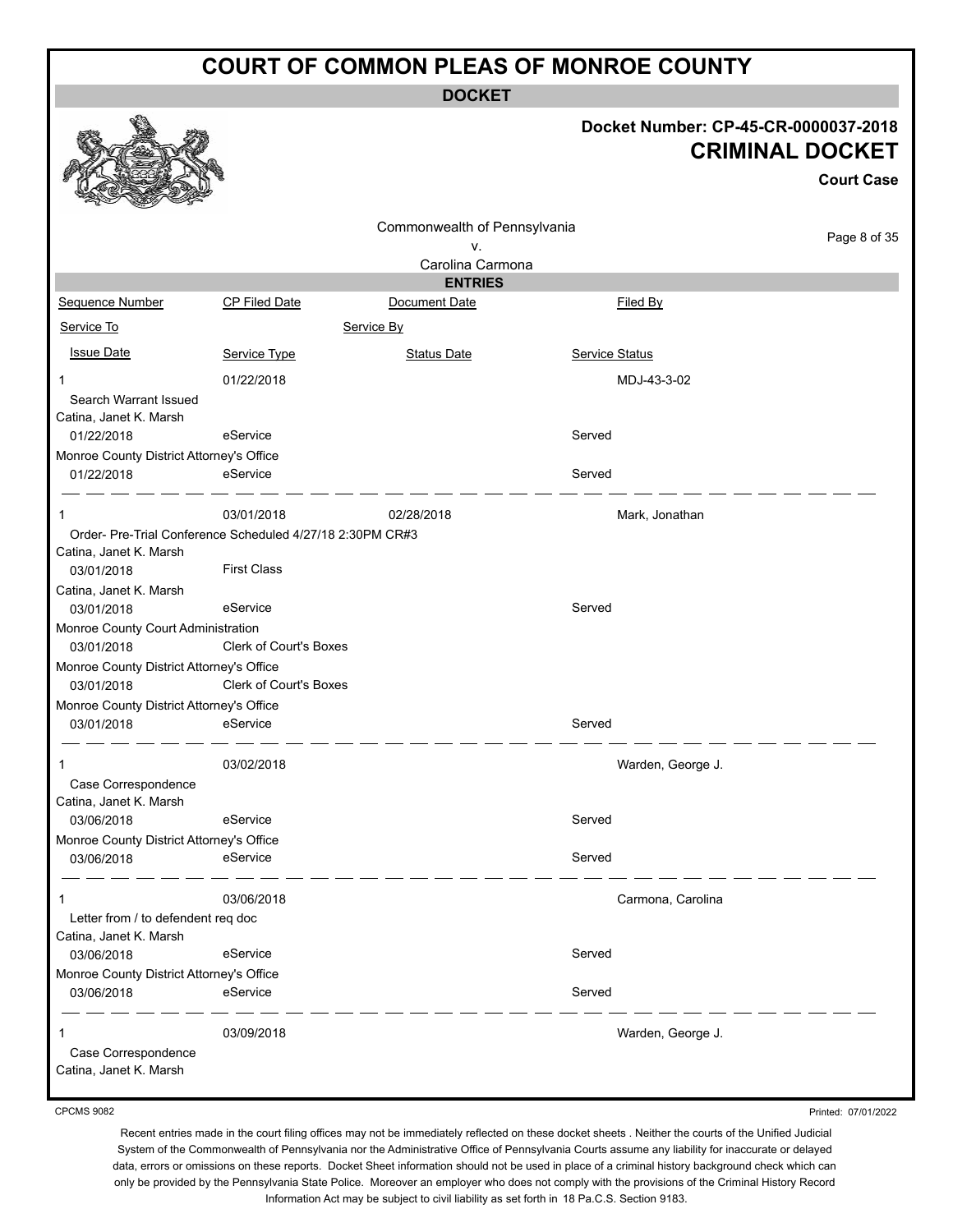# COURT OF COMMON PLEAS OF MONROE COUNTY

## DOCKET

**Docket Number: CP-45-CR-0000037-2018**

**CRIMINAL DOCKET**

**Court Case**

Commonwealth of Pennsylvania
v.
Carolina Carmona

### ENTRIES

| Sequence Number | CP Filed Date | Document Date | Filed By |
|---|---|---|---|
| Service To | | Service By | |
| Issue Date | Service Type | Status Date | Service Status |

| | | | |
|---|---|---|---|
| 1 | 01/22/2018 | | MDJ-43-3-02 |
| Search Warrant Issued | | | |
| Catina, Janet K. Marsh | | | |
| 01/22/2018 | eService | | Served |
| Monroe County District Attorney's Office | | | |
| 01/22/2018 | eService | | Served |

| | | | |
|---|---|---|---|
| 1 | 03/01/2018 | 02/28/2018 | Mark, Jonathan |
| Order- Pre-Trial Conference Scheduled 4/27/18 2:30PM CR#3 | | | |
| Catina, Janet K. Marsh | | | |
| 03/01/2018 | First Class | | |
| Catina, Janet K. Marsh | | | |
| 03/01/2018 | eService | | Served |
| Monroe County Court Administration | | | |
| 03/01/2018 | Clerk of Court's Boxes | | |
| Monroe County District Attorney's Office | | | |
| 03/01/2018 | Clerk of Court's Boxes | | |
| Monroe County District Attorney's Office | | | |
| 03/01/2018 | eService | | Served |

| | | | |
|---|---|---|---|
| 1 | 03/02/2018 | | Warden, George J. |
| Case Correspondence | | | |
| Catina, Janet K. Marsh | | | |
| 03/06/2018 | eService | | Served |
| Monroe County District Attorney's Office | | | |
| 03/06/2018 | eService | | Served |

| | | | |
|---|---|---|---|
| 1 | 03/06/2018 | | Carmona, Carolina |
| Letter from / to defendent req doc | | | |
| Catina, Janet K. Marsh | | | |
| 03/06/2018 | eService | | Served |
| Monroe County District Attorney's Office | | | |
| 03/06/2018 | eService | | Served |

| | | | |
|---|---|---|---|
| 1 | 03/09/2018 | | Warden, George J. |
| Case Correspondence | | | |
| Catina, Janet K. Marsh | | | |

CPCMS 9082 Printed: 07/01/2022

Recent entries made in the court filing offices may not be immediately reflected on these docket sheets . Neither the courts of the Unified Judicial System of the Commonwealth of Pennsylvania nor the Administrative Office of Pennsylvania Courts assume any liability for inaccurate or delayed data, errors or omissions on these reports. Docket Sheet information should not be used in place of a criminal history background check which can only be provided by the Pennsylvania State Police. Moreover an employer who does not comply with the provisions of the Criminal History Record Information Act may be subject to civil liability as set forth in 18 Pa.C.S. Section 9183.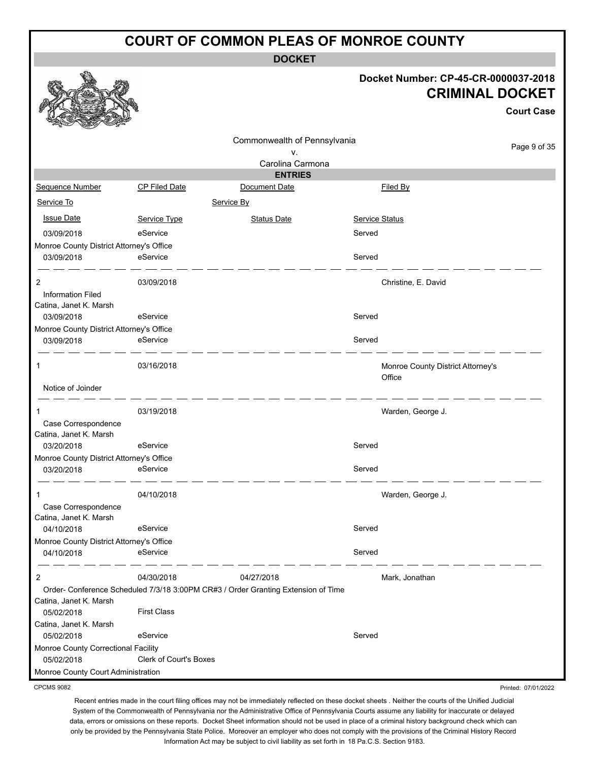# COURT OF COMMON PLEAS OF MONROE COUNTY

## DOCKET

**Docket Number: CP-45-CR-0000037-2018**

## CRIMINAL DOCKET

**Court Case**

Commonwealth of Pennsylvania
v.
Carolina Carmona

### ENTRIES

| Sequence Number | CP Filed Date | Document Date | Filed By |
|---|---|---|---|
| Service To | | Service By | |
| Issue Date | Service Type | Status Date | Service Status |
| 03/09/2018 | eService | | Served |
| Monroe County District Attorney's Office | | | |
| 03/09/2018 | eService | | Served |
| 2 | 03/09/2018 | | Christine, E. David |
| Information Filed | | | |
| Catina, Janet K. Marsh | | | |
| 03/09/2018 | eService | | Served |
| Monroe County District Attorney's Office | | | |
| 03/09/2018 | eService | | Served |
| 1 | 03/16/2018 | | Monroe County District Attorney's Office |
| Notice of Joinder | | | |
| 1 | 03/19/2018 | | Warden, George J. |
| Case Correspondence | | | |
| Catina, Janet K. Marsh | | | |
| 03/20/2018 | eService | | Served |
| Monroe County District Attorney's Office | | | |
| 03/20/2018 | eService | | Served |
| 1 | 04/10/2018 | | Warden, George J. |
| Case Correspondence | | | |
| Catina, Janet K. Marsh | | | |
| 04/10/2018 | eService | | Served |
| Monroe County District Attorney's Office | | | |
| 04/10/2018 | eService | | Served |
| 2 | 04/30/2018 | 04/27/2018 | Mark, Jonathan |
| Order- Conference Scheduled 7/3/18 3:00PM CR#3 / Order Granting Extension of Time | | | |
| Catina, Janet K. Marsh | | | |
| 05/02/2018 | First Class | | |
| Catina, Janet K. Marsh | | | |
| 05/02/2018 | eService | | Served |
| Monroe County Correctional Facility | | | |
| 05/02/2018 | Clerk of Court's Boxes | | |
| Monroe County Court Administration | | | |

CPCMS 9082

Printed: 07/01/2022

Recent entries made in the court filing offices may not be immediately reflected on these docket sheets . Neither the courts of the Unified Judicial System of the Commonwealth of Pennsylvania nor the Administrative Office of Pennsylvania Courts assume any liability for inaccurate or delayed data, errors or omissions on these reports. Docket Sheet information should not be used in place of a criminal history background check which can only be provided by the Pennsylvania State Police. Moreover an employer who does not comply with the provisions of the Criminal History Record Information Act may be subject to civil liability as set forth in 18 Pa.C.S. Section 9183.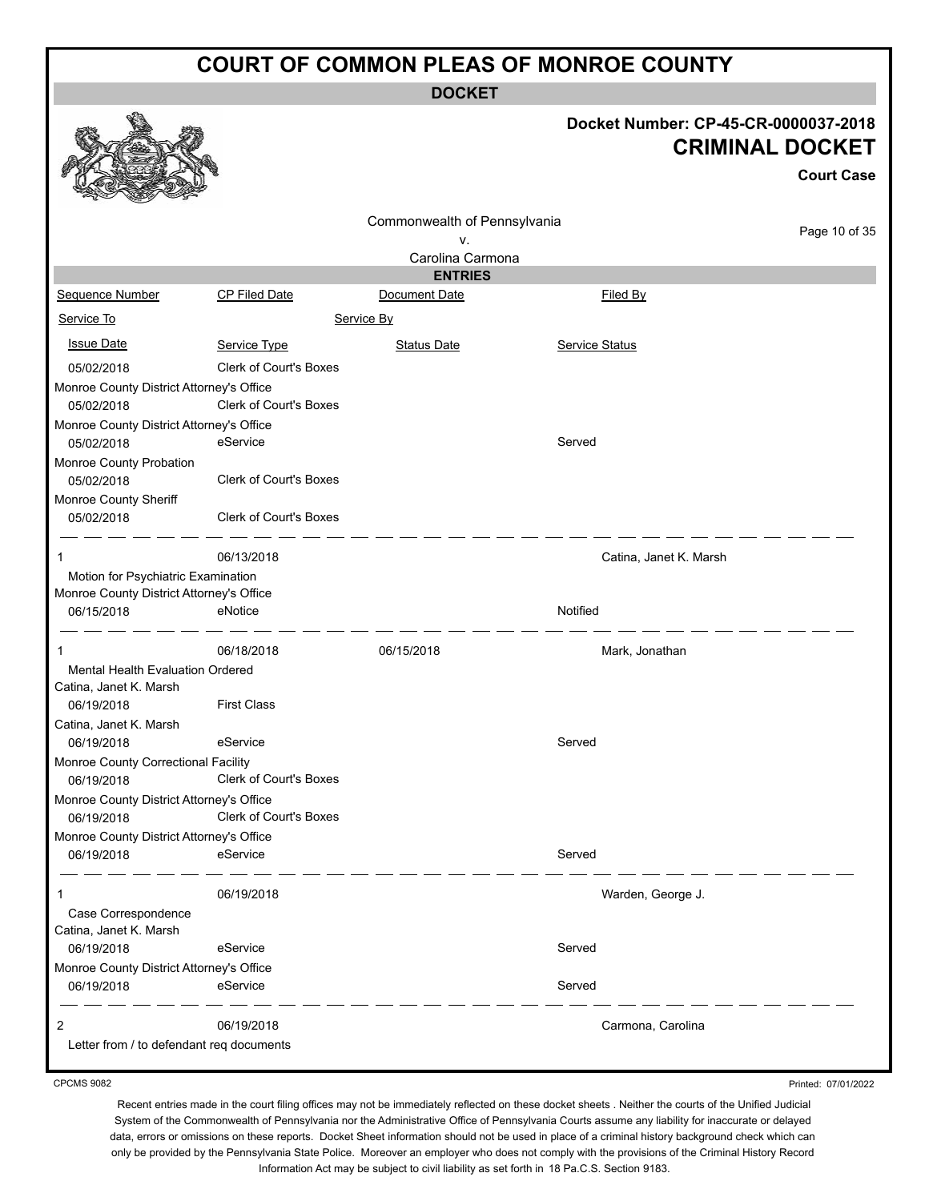# COURT OF COMMON PLEAS OF MONROE COUNTY

**DOCKET**

**Docket Number: CP-45-CR-0000037-2018**

## CRIMINAL DOCKET

**Court Case**

Commonwealth of Pennsylvania
v.
Carolina Carmona

**ENTRIES**

| Sequence Number | CP Filed Date | Document Date | Filed By |
|---|---|---|---|
| Service To | Service By | | |
| Issue Date | Service Type | Status Date | Service Status |
| 05/02/2018 | Clerk of Court's Boxes | | |
| Monroe County District Attorney's Office | | | |
| 05/02/2018 | Clerk of Court's Boxes | | |
| Monroe County District Attorney's Office | | | |
| 05/02/2018 | eService | | Served |
| Monroe County Probation | | | |
| 05/02/2018 | Clerk of Court's Boxes | | |
| Monroe County Sheriff | | | |
| 05/02/2018 | Clerk of Court's Boxes | | |
| 1 | 06/13/2018 | | Catina, Janet K. Marsh |
| Motion for Psychiatric Examination | | | |
| Monroe County District Attorney's Office | | | |
| 06/15/2018 | eNotice | | Notified |
| 1 | 06/18/2018 | 06/15/2018 | Mark, Jonathan |
| Mental Health Evaluation Ordered | | | |
| Catina, Janet K. Marsh | | | |
| 06/19/2018 | First Class | | |
| Catina, Janet K. Marsh | | | |
| 06/19/2018 | eService | | Served |
| Monroe County Correctional Facility | | | |
| 06/19/2018 | Clerk of Court's Boxes | | |
| Monroe County District Attorney's Office | | | |
| 06/19/2018 | Clerk of Court's Boxes | | |
| Monroe County District Attorney's Office | | | |
| 06/19/2018 | eService | | Served |
| 1 | 06/19/2018 | | Warden, George J. |
| Case Correspondence | | | |
| Catina, Janet K. Marsh | | | |
| 06/19/2018 | eService | | Served |
| Monroe County District Attorney's Office | | | |
| 06/19/2018 | eService | | Served |
| 2 | 06/19/2018 | | Carmona, Carolina |
| Letter from / to defendant req documents | | | |

CPCMS 9082

Printed: 07/01/2022

Recent entries made in the court filing offices may not be immediately reflected on these docket sheets . Neither the courts of the Unified Judicial System of the Commonwealth of Pennsylvania nor the Administrative Office of Pennsylvania Courts assume any liability for inaccurate or delayed data, errors or omissions on these reports. Docket Sheet information should not be used in place of a criminal history background check which can only be provided by the Pennsylvania State Police. Moreover an employer who does not comply with the provisions of the Criminal History Record Information Act may be subject to civil liability as set forth in 18 Pa.C.S. Section 9183.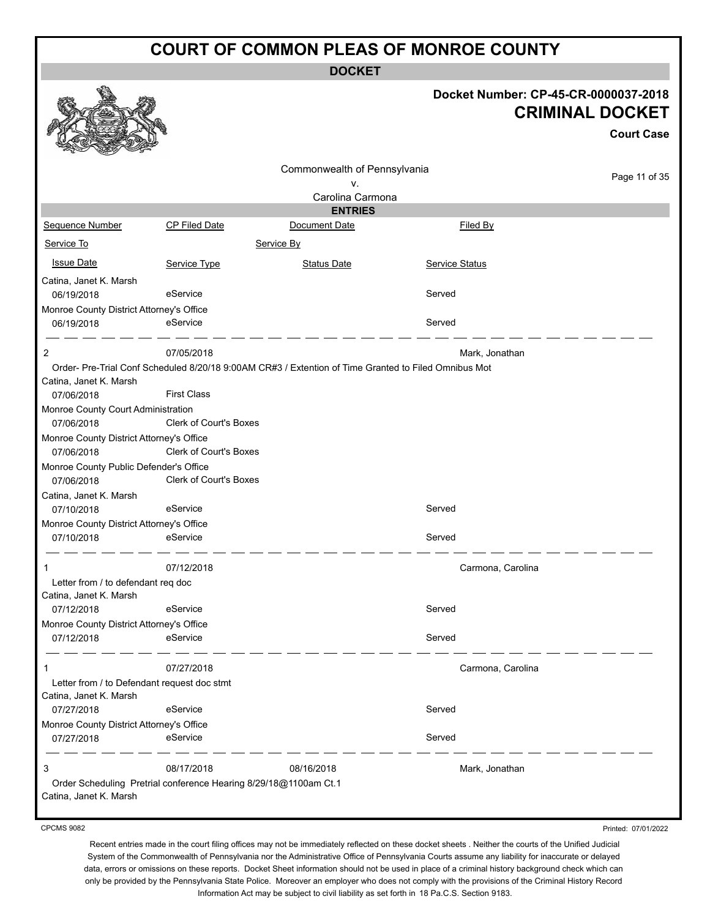# COURT OF COMMON PLEAS OF MONROE COUNTY

**DOCKET**

**Docket Number: CP-45-CR-0000037-2018**

**CRIMINAL DOCKET**

**Court Case**

Commonwealth of Pennsylvania
v.
Carolina Carmona

**ENTRIES**

| Sequence Number | CP Filed Date | Document Date | Filed By |
|---|---|---|---|
| Service To | | Service By | |
| Issue Date | Service Type | Status Date | Service Status |
| Catina, Janet K. Marsh | | | |
| 06/19/2018 | eService | | Served |
| Monroe County District Attorney's Office | | | |
| 06/19/2018 | eService | | Served |
| 2 | 07/05/2018 | | Mark, Jonathan |
| Order- Pre-Trial Conf Scheduled 8/20/18 9:00AM CR#3 / Extention of Time Granted to Filed Omnibus Mot | | | |
| Catina, Janet K. Marsh | | | |
| 07/06/2018 | First Class | | |
| Monroe County Court Administration | | | |
| 07/06/2018 | Clerk of Court's Boxes | | |
| Monroe County District Attorney's Office | | | |
| 07/06/2018 | Clerk of Court's Boxes | | |
| Monroe County Public Defender's Office | | | |
| 07/06/2018 | Clerk of Court's Boxes | | |
| Catina, Janet K. Marsh | | | |
| 07/10/2018 | eService | | Served |
| Monroe County District Attorney's Office | | | |
| 07/10/2018 | eService | | Served |
| 1 | 07/12/2018 | | Carmona, Carolina |
| Letter from / to defendant req doc | | | |
| Catina, Janet K. Marsh | | | |
| 07/12/2018 | eService | | Served |
| Monroe County District Attorney's Office | | | |
| 07/12/2018 | eService | | Served |
| 1 | 07/27/2018 | | Carmona, Carolina |
| Letter from / to Defendant request doc stmt | | | |
| Catina, Janet K. Marsh | | | |
| 07/27/2018 | eService | | Served |
| Monroe County District Attorney's Office | | | |
| 07/27/2018 | eService | | Served |
| 3 | 08/17/2018 | 08/16/2018 | Mark, Jonathan |
| Order Scheduling Pretrial conference Hearing 8/29/18@1100am Ct.1 | | | |
| Catina, Janet K. Marsh | | | |

CPCMS 9082

Printed: 07/01/2022

Recent entries made in the court filing offices may not be immediately reflected on these docket sheets . Neither the courts of the Unified Judicial System of the Commonwealth of Pennsylvania nor the Administrative Office of Pennsylvania Courts assume any liability for inaccurate or delayed data, errors or omissions on these reports. Docket Sheet information should not be used in place of a criminal history background check which can only be provided by the Pennsylvania State Police. Moreover an employer who does not comply with the provisions of the Criminal History Record Information Act may be subject to civil liability as set forth in 18 Pa.C.S. Section 9183.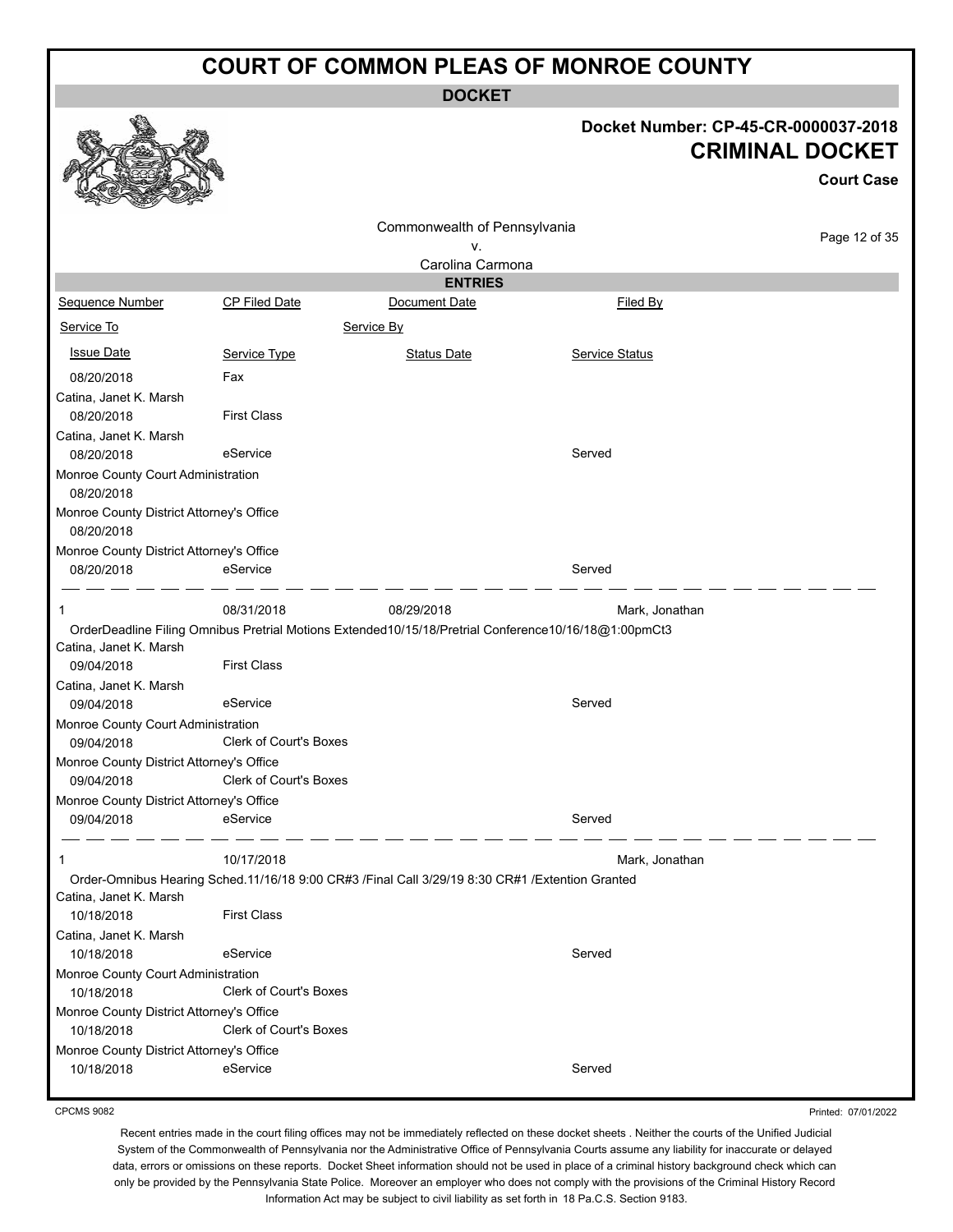# COURT OF COMMON PLEAS OF MONROE COUNTY

**DOCKET**

**Docket Number: CP-45-CR-0000037-2018**

**CRIMINAL DOCKET**

**Court Case**

Commonwealth of Pennsylvania
v.
Carolina Carmona

## ENTRIES

| Sequence Number | CP Filed Date | Document Date | Filed By |
|---|---|---|---|
| Service To | | Service By | |
| Issue Date | Service Type | Status Date | Service Status |
| 08/20/2018 | Fax | | |
| Catina, Janet K. Marsh | | | |
| 08/20/2018 | First Class | | |
| Catina, Janet K. Marsh | | | |
| 08/20/2018 | eService | | Served |
| Monroe County Court Administration | | | |
| 08/20/2018 | | | |
| Monroe County District Attorney's Office | | | |
| 08/20/2018 | | | |
| Monroe County District Attorney's Office | | | |
| 08/20/2018 | eService | | Served |
| 1 | 08/31/2018 | 08/29/2018 | Mark, Jonathan |
| OrderDeadline Filing Omnibus Pretrial Motions Extended10/15/18/Pretrial Conference10/16/18@1:00pmCt3 | | | |
| Catina, Janet K. Marsh | | | |
| 09/04/2018 | First Class | | |
| Catina, Janet K. Marsh | | | |
| 09/04/2018 | eService | | Served |
| Monroe County Court Administration | | | |
| 09/04/2018 | Clerk of Court's Boxes | | |
| Monroe County District Attorney's Office | | | |
| 09/04/2018 | Clerk of Court's Boxes | | |
| Monroe County District Attorney's Office | | | |
| 09/04/2018 | eService | | Served |
| 1 | 10/17/2018 | | Mark, Jonathan |
| Order-Omnibus Hearing Sched.11/16/18 9:00 CR#3 /Final Call 3/29/19 8:30 CR#1 /Extention Granted | | | |
| Catina, Janet K. Marsh | | | |
| 10/18/2018 | First Class | | |
| Catina, Janet K. Marsh | | | |
| 10/18/2018 | eService | | Served |
| Monroe County Court Administration | | | |
| 10/18/2018 | Clerk of Court's Boxes | | |
| Monroe County District Attorney's Office | | | |
| 10/18/2018 | Clerk of Court's Boxes | | |
| Monroe County District Attorney's Office | | | |
| 10/18/2018 | eService | | Served |

CPCMS 9082

Printed: 07/01/2022

Recent entries made in the court filing offices may not be immediately reflected on these docket sheets . Neither the courts of the Unified Judicial System of the Commonwealth of Pennsylvania nor the Administrative Office of Pennsylvania Courts assume any liability for inaccurate or delayed data, errors or omissions on these reports. Docket Sheet information should not be used in place of a criminal history background check which can only be provided by the Pennsylvania State Police. Moreover an employer who does not comply with the provisions of the Criminal History Record Information Act may be subject to civil liability as set forth in 18 Pa.C.S. Section 9183.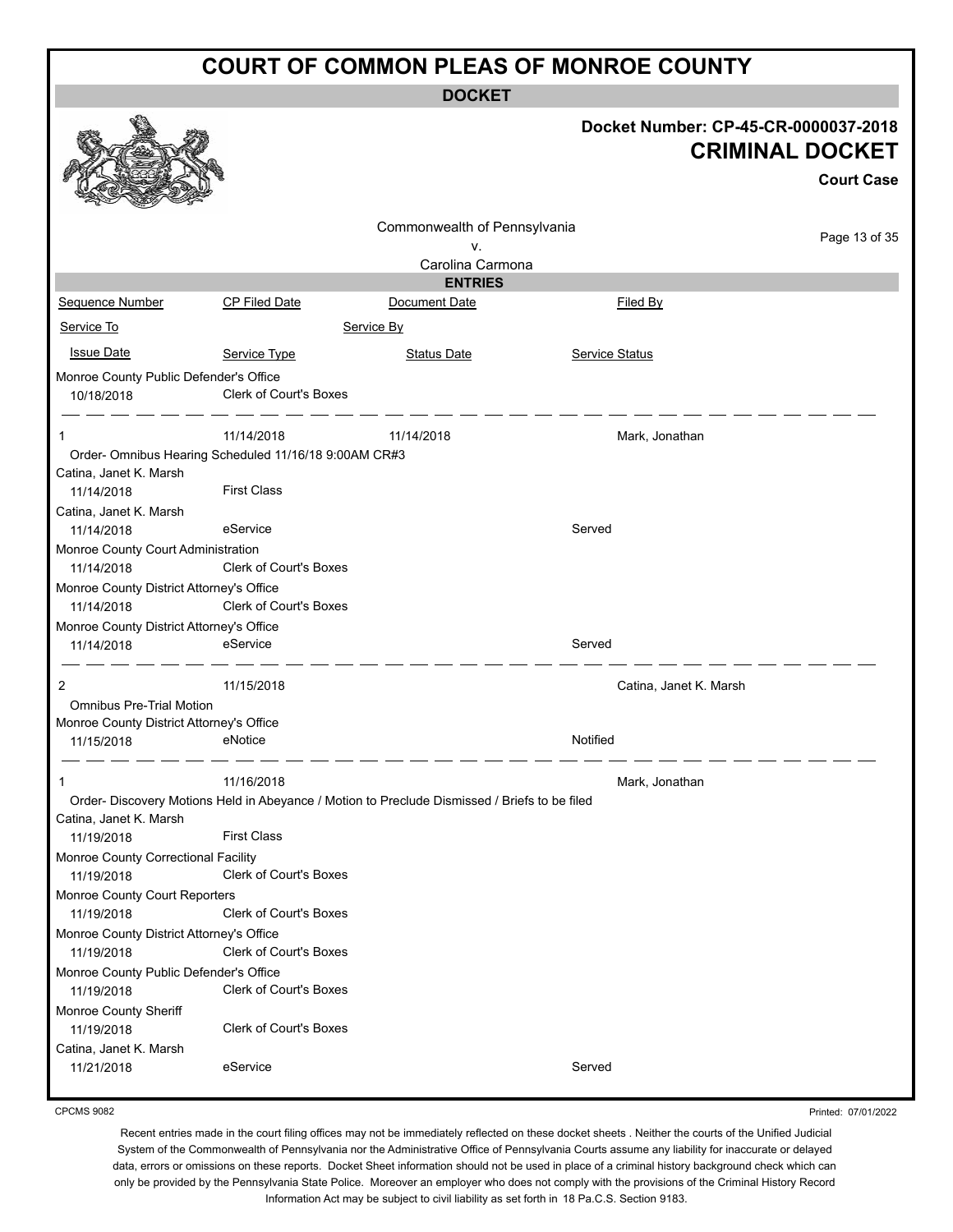# COURT OF COMMON PLEAS OF MONROE COUNTY

**DOCKET**

**Docket Number: CP-45-CR-0000037-2018**

**CRIMINAL DOCKET**

**Court Case**

Commonwealth of Pennsylvania
v.
Carolina Carmona

**ENTRIES**

| Sequence Number | CP Filed Date | Document Date | Filed By |
|---|---|---|---|
| Service To | | Service By | |
| Issue Date | Service Type | Status Date | Service Status |
| Monroe County Public Defender's Office | | | |
| 10/18/2018 | Clerk of Court's Boxes | | |
| 1 | 11/14/2018 | 11/14/2018 | Mark, Jonathan |
| Order- Omnibus Hearing Scheduled 11/16/18 9:00AM CR#3 | | | |
| Catina, Janet K. Marsh | | | |
| 11/14/2018 | First Class | | |
| Catina, Janet K. Marsh | | | |
| 11/14/2018 | eService | | Served |
| Monroe County Court Administration | | | |
| 11/14/2018 | Clerk of Court's Boxes | | |
| Monroe County District Attorney's Office | | | |
| 11/14/2018 | Clerk of Court's Boxes | | |
| Monroe County District Attorney's Office | | | |
| 11/14/2018 | eService | | Served |
| 2 | 11/15/2018 | | Catina, Janet K. Marsh |
| Omnibus Pre-Trial Motion | | | |
| Monroe County District Attorney's Office | | | |
| 11/15/2018 | eNotice | | Notified |
| 1 | 11/16/2018 | | Mark, Jonathan |
| Order- Discovery Motions Held in Abeyance / Motion to Preclude Dismissed / Briefs to be filed | | | |
| Catina, Janet K. Marsh | | | |
| 11/19/2018 | First Class | | |
| Monroe County Correctional Facility | | | |
| 11/19/2018 | Clerk of Court's Boxes | | |
| Monroe County Court Reporters | | | |
| 11/19/2018 | Clerk of Court's Boxes | | |
| Monroe County District Attorney's Office | | | |
| 11/19/2018 | Clerk of Court's Boxes | | |
| Monroe County Public Defender's Office | | | |
| 11/19/2018 | Clerk of Court's Boxes | | |
| Monroe County Sheriff | | | |
| 11/19/2018 | Clerk of Court's Boxes | | |
| Catina, Janet K. Marsh | | | |
| 11/21/2018 | eService | | Served |

CPCMS 9082

Printed: 07/01/2022

Recent entries made in the court filing offices may not be immediately reflected on these docket sheets . Neither the courts of the Unified Judicial System of the Commonwealth of Pennsylvania nor the Administrative Office of Pennsylvania Courts assume any liability for inaccurate or delayed data, errors or omissions on these reports. Docket Sheet information should not be used in place of a criminal history background check which can only be provided by the Pennsylvania State Police. Moreover an employer who does not comply with the provisions of the Criminal History Record Information Act may be subject to civil liability as set forth in 18 Pa.C.S. Section 9183.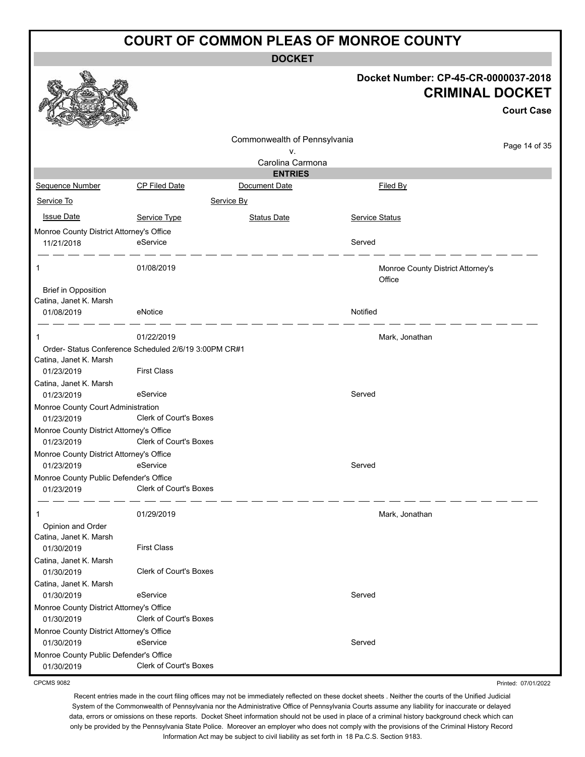# COURT OF COMMON PLEAS OF MONROE COUNTY

## DOCKET

**Docket Number: CP-45-CR-0000037-2018**

**CRIMINAL DOCKET**

**Court Case**

Commonwealth of Pennsylvania
v.
Carolina Carmona

### ENTRIES

| Sequence Number | CP Filed Date | Document Date | Filed By |
|---|---|---|---|
| Service To | | Service By | |
| Issue Date | Service Type | Status Date | Service Status |
| Monroe County District Attorney's Office | | | |
| 11/21/2018 | eService | | Served |
| 1 | 01/08/2019 | | Monroe County District Attorney's Office |
| Brief in Opposition | | | |
| Catina, Janet K. Marsh | | | |
| 01/08/2019 | eNotice | | Notified |
| 1 | 01/22/2019 | | Mark, Jonathan |
| Order- Status Conference Scheduled 2/6/19 3:00PM CR#1 | | | |
| Catina, Janet K. Marsh | | | |
| 01/23/2019 | First Class | | |
| Catina, Janet K. Marsh | | | |
| 01/23/2019 | eService | | Served |
| Monroe County Court Administration | | | |
| 01/23/2019 | Clerk of Court's Boxes | | |
| Monroe County District Attorney's Office | | | |
| 01/23/2019 | Clerk of Court's Boxes | | |
| Monroe County District Attorney's Office | | | |
| 01/23/2019 | eService | | Served |
| Monroe County Public Defender's Office | | | |
| 01/23/2019 | Clerk of Court's Boxes | | |
| 1 | 01/29/2019 | | Mark, Jonathan |
| Opinion and Order | | | |
| Catina, Janet K. Marsh | | | |
| 01/30/2019 | First Class | | |
| Catina, Janet K. Marsh | | | |
| 01/30/2019 | Clerk of Court's Boxes | | |
| Catina, Janet K. Marsh | | | |
| 01/30/2019 | eService | | Served |
| Monroe County District Attorney's Office | | | |
| 01/30/2019 | Clerk of Court's Boxes | | |
| Monroe County District Attorney's Office | | | |
| 01/30/2019 | eService | | Served |
| Monroe County Public Defender's Office | | | |
| 01/30/2019 | Clerk of Court's Boxes | | |

CPCMS 9082

Printed: 07/01/2022

Recent entries made in the court filing offices may not be immediately reflected on these docket sheets . Neither the courts of the Unified Judicial System of the Commonwealth of Pennsylvania nor the Administrative Office of Pennsylvania Courts assume any liability for inaccurate or delayed data, errors or omissions on these reports. Docket Sheet information should not be used in place of a criminal history background check which can only be provided by the Pennsylvania State Police. Moreover an employer who does not comply with the provisions of the Criminal History Record Information Act may be subject to civil liability as set forth in 18 Pa.C.S. Section 9183.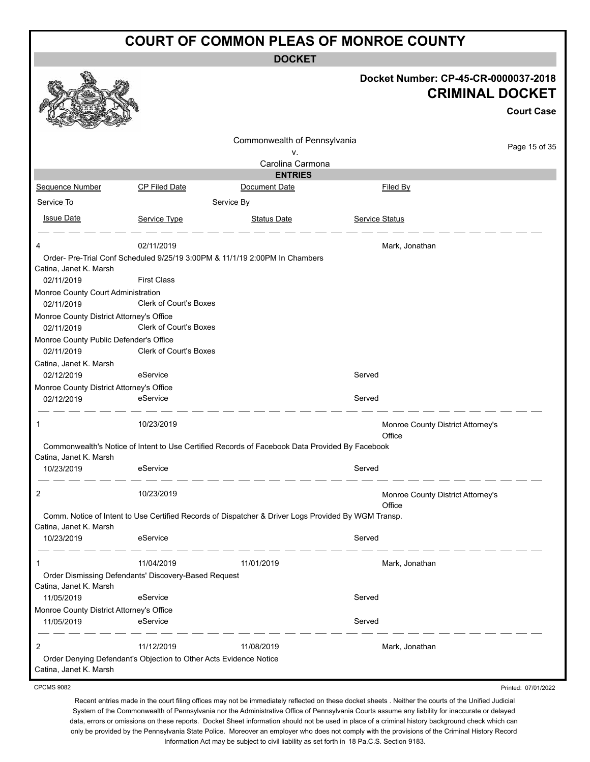# COURT OF COMMON PLEAS OF MONROE COUNTY

**DOCKET**

**Docket Number: CP-45-CR-0000037-2018**

## CRIMINAL DOCKET

**Court Case**

Commonwealth of Pennsylvania
v.
Carolina Carmona

**ENTRIES**

| Sequence Number | CP Filed Date | Document Date | Filed By |
|---|---|---|---|
| Service To | | Service By | |
| Issue Date | Service Type | Status Date | Service Status |

---

**4** | 02/11/2019 | | Mark, Jonathan

Order- Pre-Trial Conf Scheduled 9/25/19 3:00PM & 11/1/19 2:00PM In Chambers

| Service To / Issue Date | Service Type | Status Date | Service Status |
|---|---|---|---|
| Catina, Janet K. Marsh | | | |
| 02/11/2019 | First Class | | |
| Monroe County Court Administration | | | |
| 02/11/2019 | Clerk of Court's Boxes | | |
| Monroe County District Attorney's Office | | | |
| 02/11/2019 | Clerk of Court's Boxes | | |
| Monroe County Public Defender's Office | | | |
| 02/11/2019 | Clerk of Court's Boxes | | |
| Catina, Janet K. Marsh | | | |
| 02/12/2019 | eService | | Served |
| Monroe County District Attorney's Office | | | |
| 02/12/2019 | eService | | Served |

---

**1** | 10/23/2019 | | Monroe County District Attorney's Office

Commonwealth's Notice of Intent to Use Certified Records of Facebook Data Provided By Facebook

| Service To / Issue Date | Service Type | Status Date | Service Status |
|---|---|---|---|
| Catina, Janet K. Marsh | | | |
| 10/23/2019 | eService | | Served |

---

**2** | 10/23/2019 | | Monroe County District Attorney's Office

Comm. Notice of Intent to Use Certified Records of Dispatcher & Driver Logs Provided By WGM Transp.

| Service To / Issue Date | Service Type | Status Date | Service Status |
|---|---|---|---|
| Catina, Janet K. Marsh | | | |
| 10/23/2019 | eService | | Served |

---

**1** | 11/04/2019 | 11/01/2019 | Mark, Jonathan

Order Dismissing Defendants' Discovery-Based Request

| Service To / Issue Date | Service Type | Status Date | Service Status |
|---|---|---|---|
| Catina, Janet K. Marsh | | | |
| 11/05/2019 | eService | | Served |
| Monroe County District Attorney's Office | | | |
| 11/05/2019 | eService | | Served |

---

**2** | 11/12/2019 | 11/08/2019 | Mark, Jonathan

Order Denying Defendant's Objection to Other Acts Evidence Notice

Catina, Janet K. Marsh

CPCMS 9082 — Printed: 07/01/2022

Recent entries made in the court filing offices may not be immediately reflected on these docket sheets . Neither the courts of the Unified Judicial System of the Commonwealth of Pennsylvania nor the Administrative Office of Pennsylvania Courts assume any liability for inaccurate or delayed data, errors or omissions on these reports. Docket Sheet information should not be used in place of a criminal history background check which can only be provided by the Pennsylvania State Police. Moreover an employer who does not comply with the provisions of the Criminal History Record Information Act may be subject to civil liability as set forth in 18 Pa.C.S. Section 9183.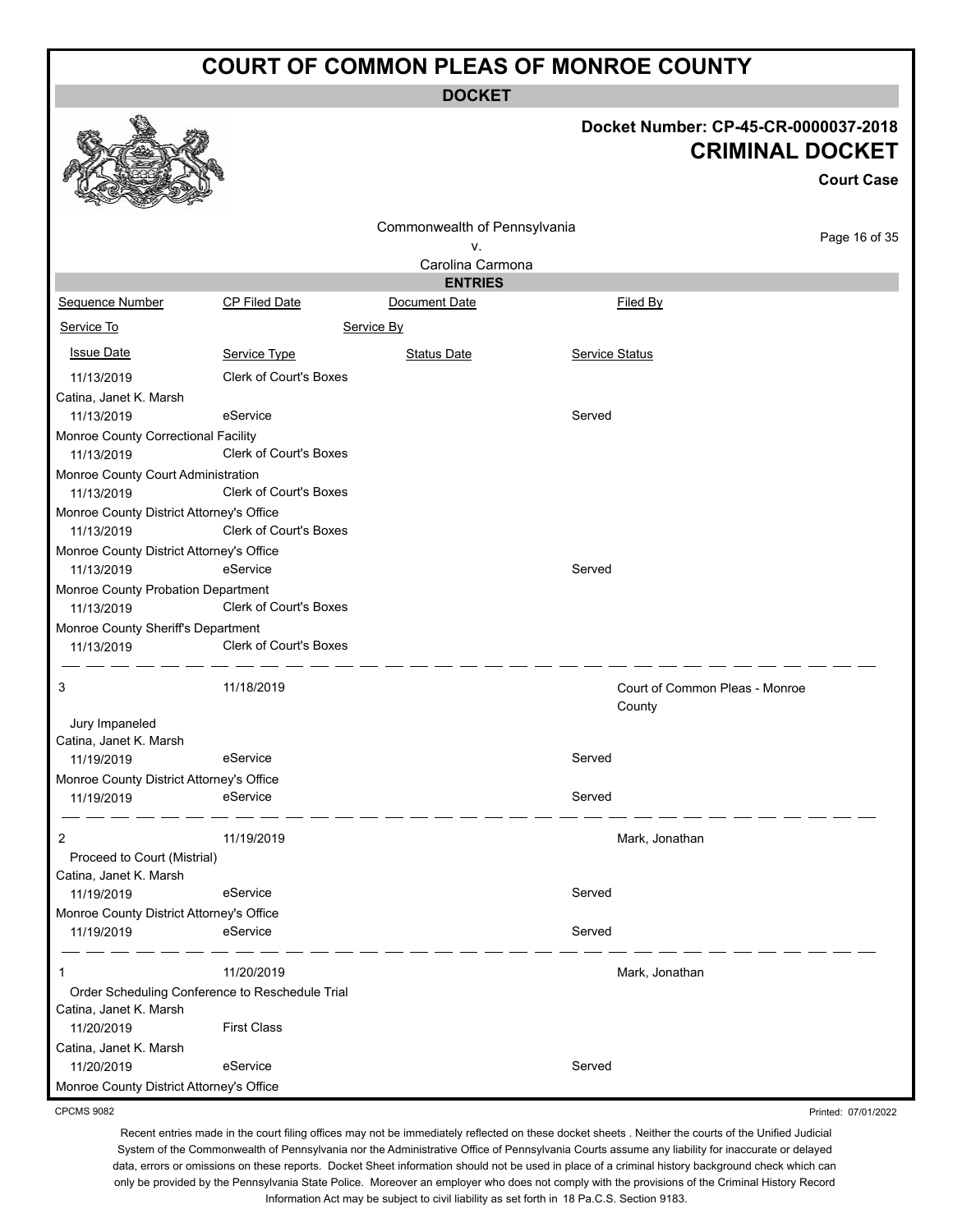# COURT OF COMMON PLEAS OF MONROE COUNTY

**DOCKET**

**Docket Number: CP-45-CR-0000037-2018**
**CRIMINAL DOCKET**
**Court Case**

Commonwealth of Pennsylvania
v.
Carolina Carmona

**ENTRIES**

| Sequence Number | CP Filed Date | Document Date | Filed By |
|---|---|---|---|
| Service To | Service By | | |
| Issue Date | Service Type | Status Date | Service Status |
| 11/13/2019 | Clerk of Court's Boxes | | |
| Catina, Janet K. Marsh | | | |
| 11/13/2019 | eService | | Served |
| Monroe County Correctional Facility | | | |
| 11/13/2019 | Clerk of Court's Boxes | | |
| Monroe County Court Administration | | | |
| 11/13/2019 | Clerk of Court's Boxes | | |
| Monroe County District Attorney's Office | | | |
| 11/13/2019 | Clerk of Court's Boxes | | |
| Monroe County District Attorney's Office | | | |
| 11/13/2019 | eService | | Served |
| Monroe County Probation Department | | | |
| 11/13/2019 | Clerk of Court's Boxes | | |
| Monroe County Sheriff's Department | | | |
| 11/13/2019 | Clerk of Court's Boxes | | |
| 3 | 11/18/2019 | | Court of Common Pleas - Monroe County |
| Jury Impaneled | | | |
| Catina, Janet K. Marsh | | | |
| 11/19/2019 | eService | | Served |
| Monroe County District Attorney's Office | | | |
| 11/19/2019 | eService | | Served |
| 2 | 11/19/2019 | | Mark, Jonathan |
| Proceed to Court (Mistrial) | | | |
| Catina, Janet K. Marsh | | | |
| 11/19/2019 | eService | | Served |
| Monroe County District Attorney's Office | | | |
| 11/19/2019 | eService | | Served |
| 1 | 11/20/2019 | | Mark, Jonathan |
| Order Scheduling Conference to Reschedule Trial | | | |
| Catina, Janet K. Marsh | | | |
| 11/20/2019 | First Class | | |
| Catina, Janet K. Marsh | | | |
| 11/20/2019 | eService | | Served |
| Monroe County District Attorney's Office | | | |

CPCMS 9082

Printed: 07/01/2022

Recent entries made in the court filing offices may not be immediately reflected on these docket sheets . Neither the courts of the Unified Judicial System of the Commonwealth of Pennsylvania nor the Administrative Office of Pennsylvania Courts assume any liability for inaccurate or delayed data, errors or omissions on these reports. Docket Sheet information should not be used in place of a criminal history background check which can only be provided by the Pennsylvania State Police. Moreover an employer who does not comply with the provisions of the Criminal History Record Information Act may be subject to civil liability as set forth in 18 Pa.C.S. Section 9183.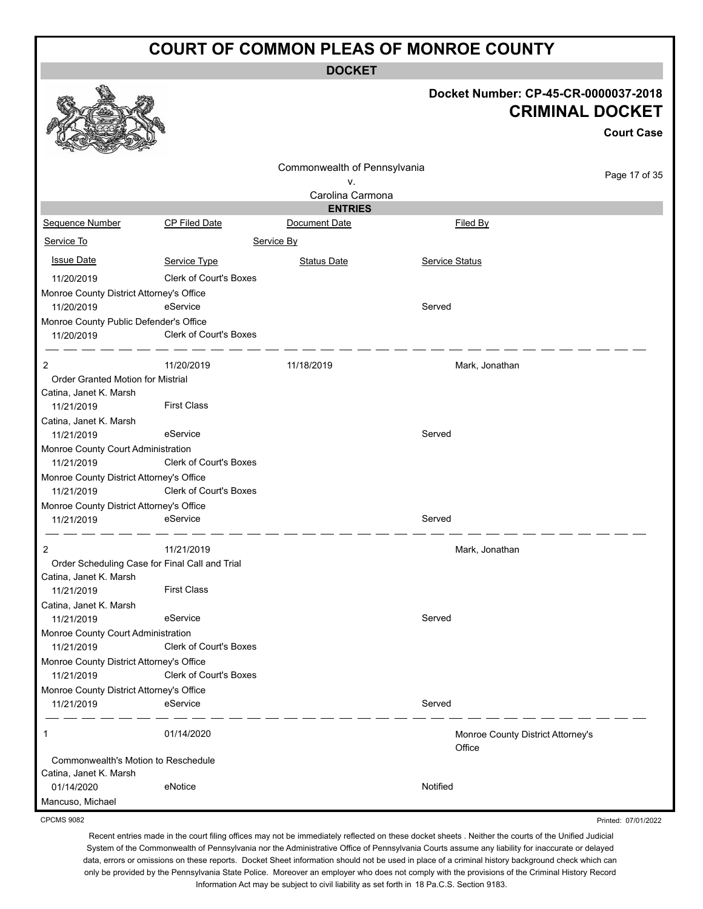# COURT OF COMMON PLEAS OF MONROE COUNTY

**DOCKET**

**Docket Number: CP-45-CR-0000037-2018**

## CRIMINAL DOCKET

**Court Case**

Commonwealth of Pennsylvania
v.
Carolina Carmona

**ENTRIES**

| Sequence Number | CP Filed Date | Document Date | Filed By |
|---|---|---|---|
| Service To | Service By | | |
| Issue Date | Service Type | Status Date | Service Status |
| 11/20/2019 | Clerk of Court's Boxes | | |
| Monroe County District Attorney's Office | | | |
| 11/20/2019 | eService | | Served |
| Monroe County Public Defender's Office | | | |
| 11/20/2019 | Clerk of Court's Boxes | | |

| Sequence Number | CP Filed Date | Document Date | Filed By |
|---|---|---|---|
| 2 | 11/20/2019 | 11/18/2019 | Mark, Jonathan |
| Order Granted Motion for Mistrial | | | |
| Catina, Janet K. Marsh | | | |
| 11/21/2019 | First Class | | |
| Catina, Janet K. Marsh | | | |
| 11/21/2019 | eService | | Served |
| Monroe County Court Administration | | | |
| 11/21/2019 | Clerk of Court's Boxes | | |
| Monroe County District Attorney's Office | | | |
| 11/21/2019 | Clerk of Court's Boxes | | |
| Monroe County District Attorney's Office | | | |
| 11/21/2019 | eService | | Served |

| Sequence Number | CP Filed Date | Document Date | Filed By |
|---|---|---|---|
| 2 | 11/21/2019 | | Mark, Jonathan |
| Order Scheduling Case for Final Call and Trial | | | |
| Catina, Janet K. Marsh | | | |
| 11/21/2019 | First Class | | |
| Catina, Janet K. Marsh | | | |
| 11/21/2019 | eService | | Served |
| Monroe County Court Administration | | | |
| 11/21/2019 | Clerk of Court's Boxes | | |
| Monroe County District Attorney's Office | | | |
| 11/21/2019 | Clerk of Court's Boxes | | |
| Monroe County District Attorney's Office | | | |
| 11/21/2019 | eService | | Served |

| Sequence Number | CP Filed Date | Document Date | Filed By |
|---|---|---|---|
| 1 | 01/14/2020 | | Monroe County District Attorney's Office |
| Commonwealth's Motion to Reschedule | | | |
| Catina, Janet K. Marsh | | | |
| 01/14/2020 | eNotice | | Notified |
| Mancuso, Michael | | | |

CPCMS 9082

Printed: 07/01/2022

Recent entries made in the court filing offices may not be immediately reflected on these docket sheets . Neither the courts of the Unified Judicial System of the Commonwealth of Pennsylvania nor the Administrative Office of Pennsylvania Courts assume any liability for inaccurate or delayed data, errors or omissions on these reports. Docket Sheet information should not be used in place of a criminal history background check which can only be provided by the Pennsylvania State Police. Moreover an employer who does not comply with the provisions of the Criminal History Record Information Act may be subject to civil liability as set forth in 18 Pa.C.S. Section 9183.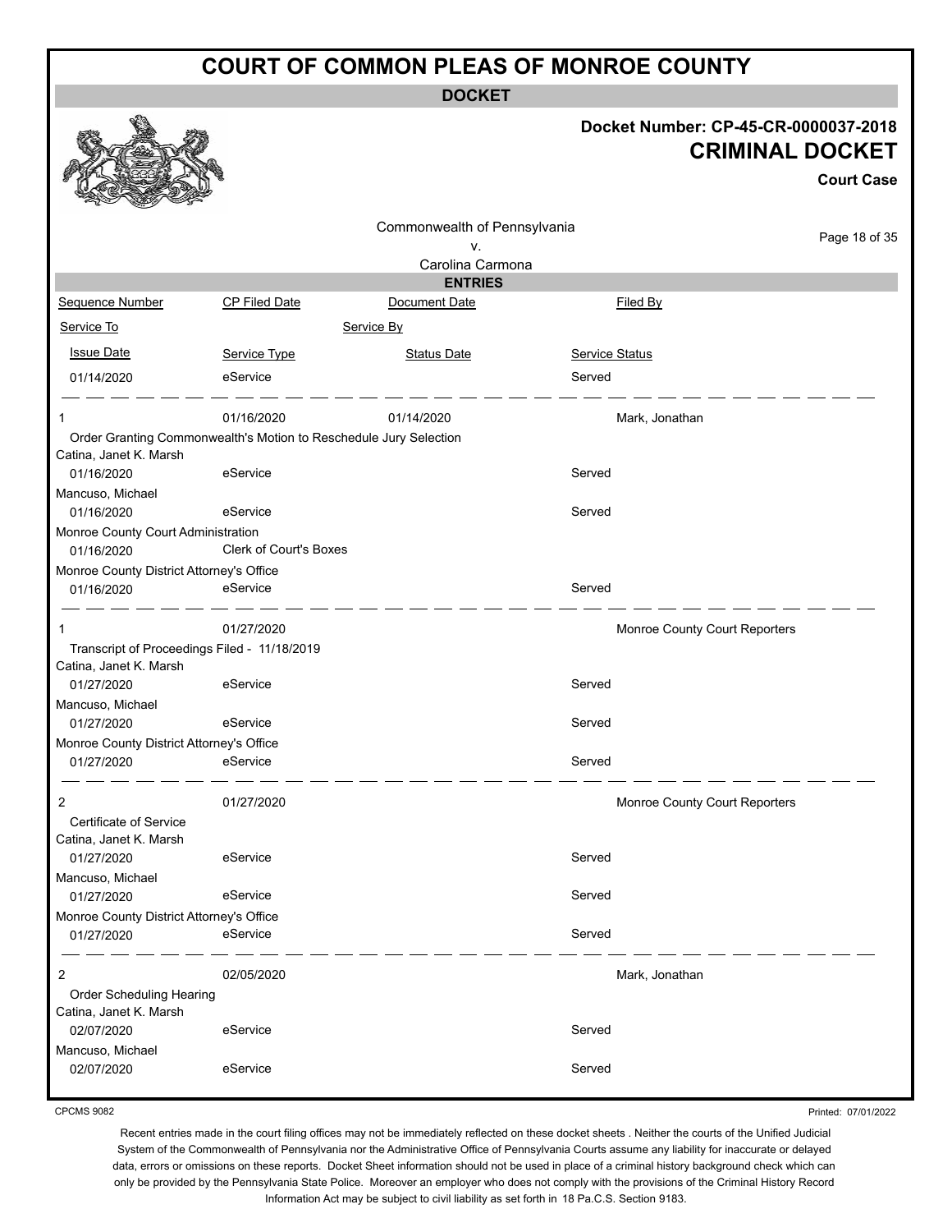# COURT OF COMMON PLEAS OF MONROE COUNTY

**DOCKET**

**Docket Number: CP-45-CR-0000037-2018**

**CRIMINAL DOCKET**

**Court Case**

Commonwealth of Pennsylvania
v.
Carolina Carmona

**ENTRIES**

| Sequence Number | CP Filed Date | Document Date | Filed By |
|---|---|---|---|
| Service To | | Service By | |
| Issue Date | Service Type | Status Date | Service Status |
| 01/14/2020 | eService | | Served |
| 1 | 01/16/2020 | 01/14/2020 | Mark, Jonathan |
| Order Granting Commonwealth's Motion to Reschedule Jury Selection | | | |
| Catina, Janet K. Marsh | | | |
| 01/16/2020 | eService | | Served |
| Mancuso, Michael | | | |
| 01/16/2020 | eService | | Served |
| Monroe County Court Administration | | | |
| 01/16/2020 | Clerk of Court's Boxes | | |
| Monroe County District Attorney's Office | | | |
| 01/16/2020 | eService | | Served |
| 1 | 01/27/2020 | | Monroe County Court Reporters |
| Transcript of Proceedings Filed - 11/18/2019 | | | |
| Catina, Janet K. Marsh | | | |
| 01/27/2020 | eService | | Served |
| Mancuso, Michael | | | |
| 01/27/2020 | eService | | Served |
| Monroe County District Attorney's Office | | | |
| 01/27/2020 | eService | | Served |
| 2 | 01/27/2020 | | Monroe County Court Reporters |
| Certificate of Service | | | |
| Catina, Janet K. Marsh | | | |
| 01/27/2020 | eService | | Served |
| Mancuso, Michael | | | |
| 01/27/2020 | eService | | Served |
| Monroe County District Attorney's Office | | | |
| 01/27/2020 | eService | | Served |
| 2 | 02/05/2020 | | Mark, Jonathan |
| Order Scheduling Hearing | | | |
| Catina, Janet K. Marsh | | | |
| 02/07/2020 | eService | | Served |
| Mancuso, Michael | | | |
| 02/07/2020 | eService | | Served |

CPCMS 9082

Printed: 07/01/2022

Recent entries made in the court filing offices may not be immediately reflected on these docket sheets . Neither the courts of the Unified Judicial System of the Commonwealth of Pennsylvania nor the Administrative Office of Pennsylvania Courts assume any liability for inaccurate or delayed data, errors or omissions on these reports. Docket Sheet information should not be used in place of a criminal history background check which can only be provided by the Pennsylvania State Police. Moreover an employer who does not comply with the provisions of the Criminal History Record Information Act may be subject to civil liability as set forth in 18 Pa.C.S. Section 9183.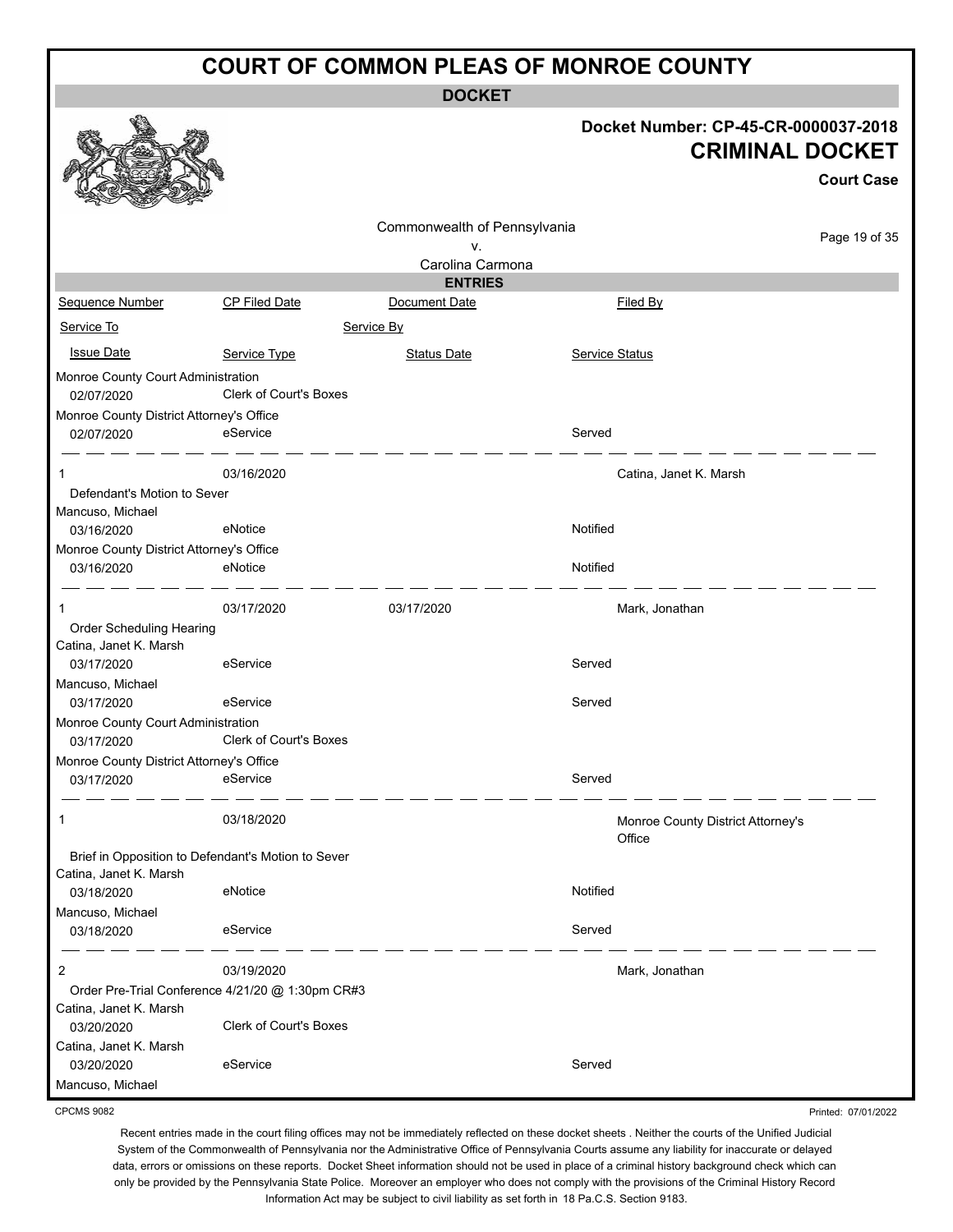# COURT OF COMMON PLEAS OF MONROE COUNTY

**DOCKET**

**Docket Number: CP-45-CR-0000037-2018**

**CRIMINAL DOCKET**

**Court Case**

Commonwealth of Pennsylvania
v.
Carolina Carmona

**ENTRIES**

| Sequence Number | CP Filed Date | Document Date | Filed By |
|---|---|---|---|
| Service To | | Service By | |
| Issue Date | Service Type | Status Date | Service Status |
| Monroe County Court Administration | | | |
| 02/07/2020 | Clerk of Court's Boxes | | |
| Monroe County District Attorney's Office | | | |
| 02/07/2020 | eService | | Served |
| 1 | 03/16/2020 | | Catina, Janet K. Marsh |
| Defendant's Motion to Sever | | | |
| Mancuso, Michael | | | |
| 03/16/2020 | eNotice | | Notified |
| Monroe County District Attorney's Office | | | |
| 03/16/2020 | eNotice | | Notified |
| 1 | 03/17/2020 | 03/17/2020 | Mark, Jonathan |
| Order Scheduling Hearing | | | |
| Catina, Janet K. Marsh | | | |
| 03/17/2020 | eService | | Served |
| Mancuso, Michael | | | |
| 03/17/2020 | eService | | Served |
| Monroe County Court Administration | | | |
| 03/17/2020 | Clerk of Court's Boxes | | |
| Monroe County District Attorney's Office | | | |
| 03/17/2020 | eService | | Served |
| 1 | 03/18/2020 | | Monroe County District Attorney's Office |
| Brief in Opposition to Defendant's Motion to Sever | | | |
| Catina, Janet K. Marsh | | | |
| 03/18/2020 | eNotice | | Notified |
| Mancuso, Michael | | | |
| 03/18/2020 | eService | | Served |
| 2 | 03/19/2020 | | Mark, Jonathan |
| Order Pre-Trial Conference 4/21/20 @ 1:30pm CR#3 | | | |
| Catina, Janet K. Marsh | | | |
| 03/20/2020 | Clerk of Court's Boxes | | |
| Catina, Janet K. Marsh | | | |
| 03/20/2020 | eService | | Served |
| Mancuso, Michael | | | |

CPCMS 9082

Printed: 07/01/2022

Recent entries made in the court filing offices may not be immediately reflected on these docket sheets . Neither the courts of the Unified Judicial System of the Commonwealth of Pennsylvania nor the Administrative Office of Pennsylvania Courts assume any liability for inaccurate or delayed data, errors or omissions on these reports. Docket Sheet information should not be used in place of a criminal history background check which can only be provided by the Pennsylvania State Police. Moreover an employer who does not comply with the provisions of the Criminal History Record Information Act may be subject to civil liability as set forth in 18 Pa.C.S. Section 9183.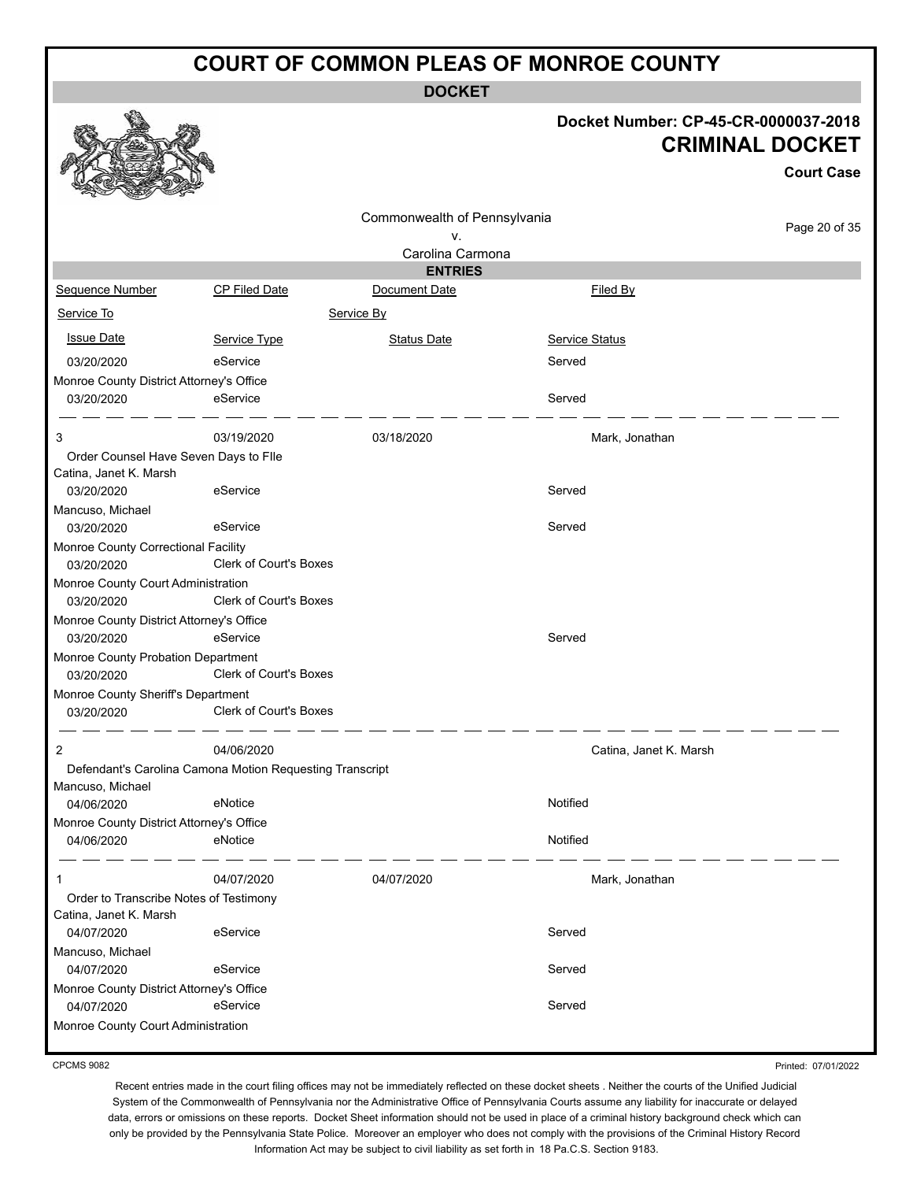# COURT OF COMMON PLEAS OF MONROE COUNTY

**DOCKET**

**Docket Number: CP-45-CR-0000037-2018**

**CRIMINAL DOCKET**

**Court Case**

Commonwealth of Pennsylvania
v.
Carolina Carmona

**ENTRIES**

| Sequence Number | CP Filed Date | Document Date | Filed By |
|---|---|---|---|
| Service To | | Service By | |
| Issue Date | Service Type | Status Date | Service Status |
| 03/20/2020 | eService | | Served |
| Monroe County District Attorney's Office | | | |
| 03/20/2020 | eService | | Served |
| 3 | 03/19/2020 | 03/18/2020 | Mark, Jonathan |
| Order Counsel Have Seven Days to FIle | | | |
| Catina, Janet K. Marsh | | | |
| 03/20/2020 | eService | | Served |
| Mancuso, Michael | | | |
| 03/20/2020 | eService | | Served |
| Monroe County Correctional Facility | | | |
| 03/20/2020 | Clerk of Court's Boxes | | |
| Monroe County Court Administration | | | |
| 03/20/2020 | Clerk of Court's Boxes | | |
| Monroe County District Attorney's Office | | | |
| 03/20/2020 | eService | | Served |
| Monroe County Probation Department | | | |
| 03/20/2020 | Clerk of Court's Boxes | | |
| Monroe County Sheriff's Department | | | |
| 03/20/2020 | Clerk of Court's Boxes | | |
| 2 | 04/06/2020 | | Catina, Janet K. Marsh |
| Defendant's Carolina Camona Motion Requesting Transcript | | | |
| Mancuso, Michael | | | |
| 04/06/2020 | eNotice | | Notified |
| Monroe County District Attorney's Office | | | |
| 04/06/2020 | eNotice | | Notified |
| 1 | 04/07/2020 | 04/07/2020 | Mark, Jonathan |
| Order to Transcribe Notes of Testimony | | | |
| Catina, Janet K. Marsh | | | |
| 04/07/2020 | eService | | Served |
| Mancuso, Michael | | | |
| 04/07/2020 | eService | | Served |
| Monroe County District Attorney's Office | | | |
| 04/07/2020 | eService | | Served |
| Monroe County Court Administration | | | |

CPCMS 9082

Printed: 07/01/2022

Recent entries made in the court filing offices may not be immediately reflected on these docket sheets . Neither the courts of the Unified Judicial System of the Commonwealth of Pennsylvania nor the Administrative Office of Pennsylvania Courts assume any liability for inaccurate or delayed data, errors or omissions on these reports. Docket Sheet information should not be used in place of a criminal history background check which can only be provided by the Pennsylvania State Police. Moreover an employer who does not comply with the provisions of the Criminal History Record Information Act may be subject to civil liability as set forth in 18 Pa.C.S. Section 9183.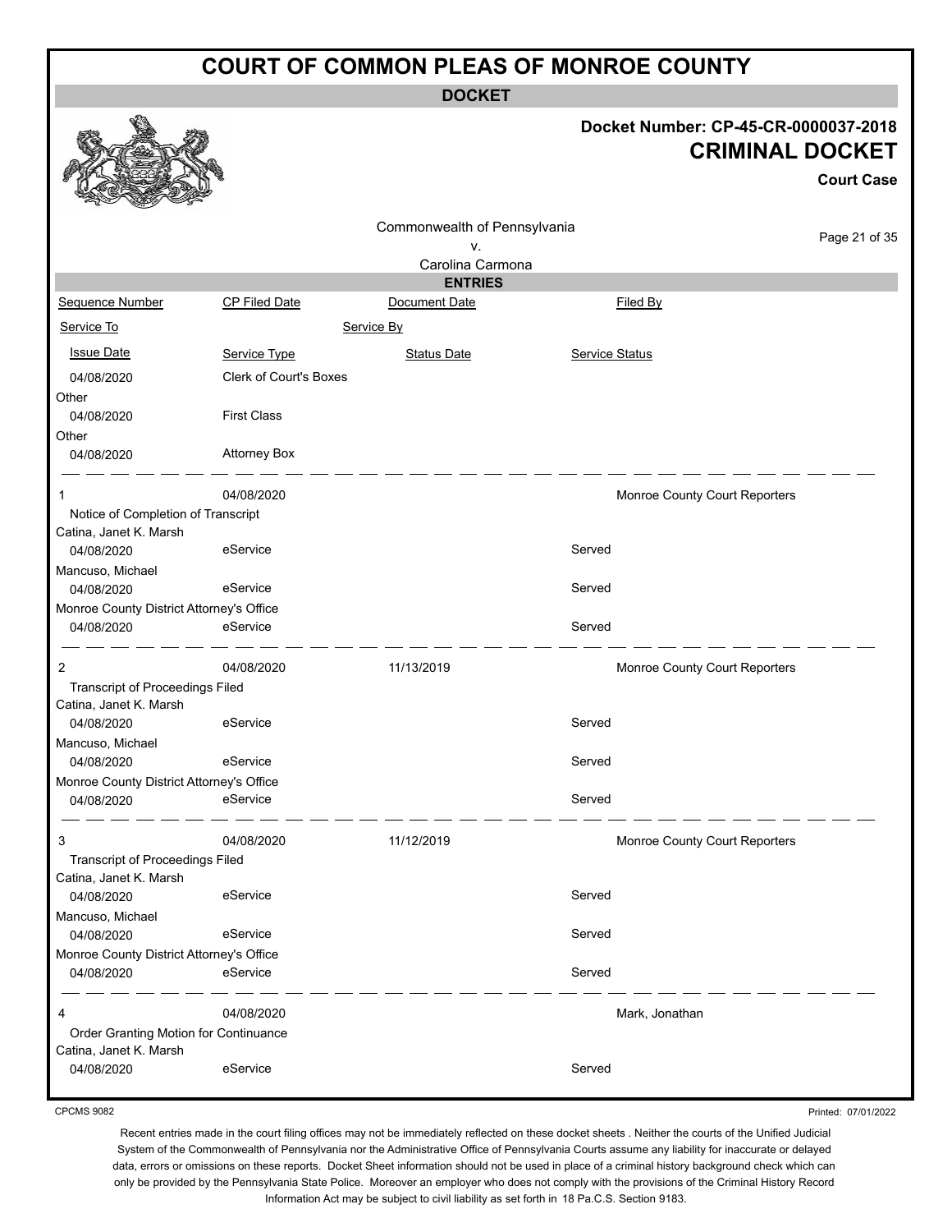# COURT OF COMMON PLEAS OF MONROE COUNTY

**DOCKET**

**Docket Number: CP-45-CR-0000037-2018**

**CRIMINAL DOCKET**

**Court Case**

Commonwealth of Pennsylvania
v.
Carolina Carmona

**ENTRIES**

| Sequence Number | CP Filed Date | Document Date | Filed By |
|---|---|---|---|
| Service To | | Service By | |
| Issue Date | Service Type | Status Date | Service Status |
| 04/08/2020 | Clerk of Court's Boxes | | |
| Other | | | |
| 04/08/2020 | First Class | | |
| Other | | | |
| 04/08/2020 | Attorney Box | | |
| 1 | 04/08/2020 | | Monroe County Court Reporters |
| Notice of Completion of Transcript | | | |
| Catina, Janet K. Marsh | | | |
| 04/08/2020 | eService | | Served |
| Mancuso, Michael | | | |
| 04/08/2020 | eService | | Served |
| Monroe County District Attorney's Office | | | |
| 04/08/2020 | eService | | Served |
| 2 | 04/08/2020 | 11/13/2019 | Monroe County Court Reporters |
| Transcript of Proceedings Filed | | | |
| Catina, Janet K. Marsh | | | |
| 04/08/2020 | eService | | Served |
| Mancuso, Michael | | | |
| 04/08/2020 | eService | | Served |
| Monroe County District Attorney's Office | | | |
| 04/08/2020 | eService | | Served |
| 3 | 04/08/2020 | 11/12/2019 | Monroe County Court Reporters |
| Transcript of Proceedings Filed | | | |
| Catina, Janet K. Marsh | | | |
| 04/08/2020 | eService | | Served |
| Mancuso, Michael | | | |
| 04/08/2020 | eService | | Served |
| Monroe County District Attorney's Office | | | |
| 04/08/2020 | eService | | Served |
| 4 | 04/08/2020 | | Mark, Jonathan |
| Order Granting Motion for Continuance | | | |
| Catina, Janet K. Marsh | | | |
| 04/08/2020 | eService | | Served |

CPCMS 9082

Printed: 07/01/2022

Recent entries made in the court filing offices may not be immediately reflected on these docket sheets . Neither the courts of the Unified Judicial System of the Commonwealth of Pennsylvania nor the Administrative Office of Pennsylvania Courts assume any liability for inaccurate or delayed data, errors or omissions on these reports. Docket Sheet information should not be used in place of a criminal history background check which can only be provided by the Pennsylvania State Police. Moreover an employer who does not comply with the provisions of the Criminal History Record Information Act may be subject to civil liability as set forth in 18 Pa.C.S. Section 9183.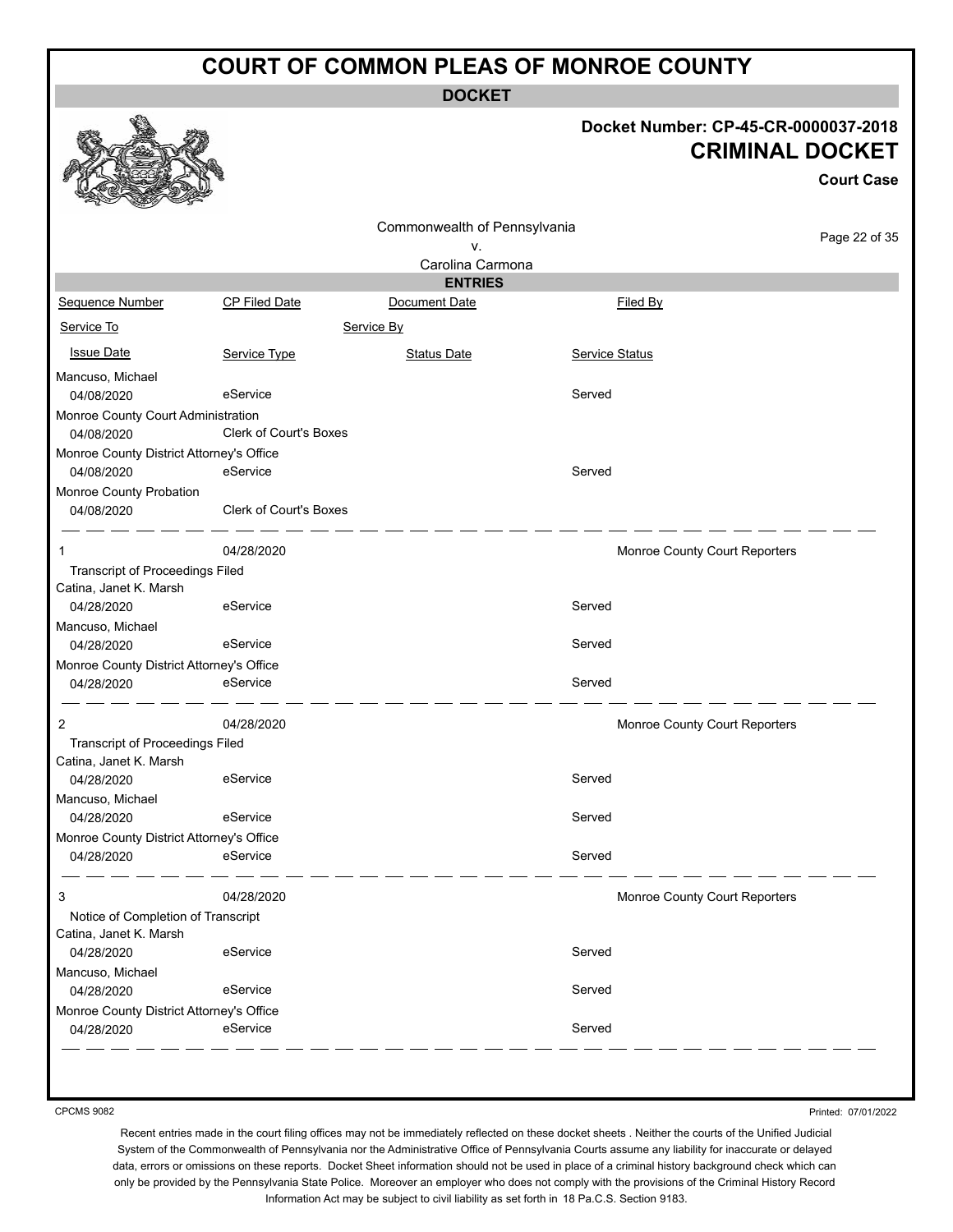# COURT OF COMMON PLEAS OF MONROE COUNTY

**DOCKET**

**Docket Number: CP-45-CR-0000037-2018**

**CRIMINAL DOCKET**

**Court Case**

Commonwealth of Pennsylvania
v.
Carolina Carmona

**ENTRIES**

| Sequence Number | CP Filed Date | Document Date | Filed By |
|---|---|---|---|
| Service To | | Service By | |
| Issue Date | Service Type | Status Date | Service Status |

| | | | |
|---|---|---|---|
| Mancuso, Michael | | | |
| 04/08/2020 | eService | | Served |
| Monroe County Court Administration | | | |
| 04/08/2020 | Clerk of Court's Boxes | | |
| Monroe County District Attorney's Office | | | |
| 04/08/2020 | eService | | Served |
| Monroe County Probation | | | |
| 04/08/2020 | Clerk of Court's Boxes | | |

| | | | |
|---|---|---|---|
| 1 | 04/28/2020 | | Monroe County Court Reporters |
| Transcript of Proceedings Filed | | | |
| Catina, Janet K. Marsh | | | |
| 04/28/2020 | eService | | Served |
| Mancuso, Michael | | | |
| 04/28/2020 | eService | | Served |
| Monroe County District Attorney's Office | | | |
| 04/28/2020 | eService | | Served |

| | | | |
|---|---|---|---|
| 2 | 04/28/2020 | | Monroe County Court Reporters |
| Transcript of Proceedings Filed | | | |
| Catina, Janet K. Marsh | | | |
| 04/28/2020 | eService | | Served |
| Mancuso, Michael | | | |
| 04/28/2020 | eService | | Served |
| Monroe County District Attorney's Office | | | |
| 04/28/2020 | eService | | Served |

| | | | |
|---|---|---|---|
| 3 | 04/28/2020 | | Monroe County Court Reporters |
| Notice of Completion of Transcript | | | |
| Catina, Janet K. Marsh | | | |
| 04/28/2020 | eService | | Served |
| Mancuso, Michael | | | |
| 04/28/2020 | eService | | Served |
| Monroe County District Attorney's Office | | | |
| 04/28/2020 | eService | | Served |

CPCMS 9082

Printed: 07/01/2022

Recent entries made in the court filing offices may not be immediately reflected on these docket sheets . Neither the courts of the Unified Judicial System of the Commonwealth of Pennsylvania nor the Administrative Office of Pennsylvania Courts assume any liability for inaccurate or delayed data, errors or omissions on these reports. Docket Sheet information should not be used in place of a criminal history background check which can only be provided by the Pennsylvania State Police. Moreover an employer who does not comply with the provisions of the Criminal History Record Information Act may be subject to civil liability as set forth in 18 Pa.C.S. Section 9183.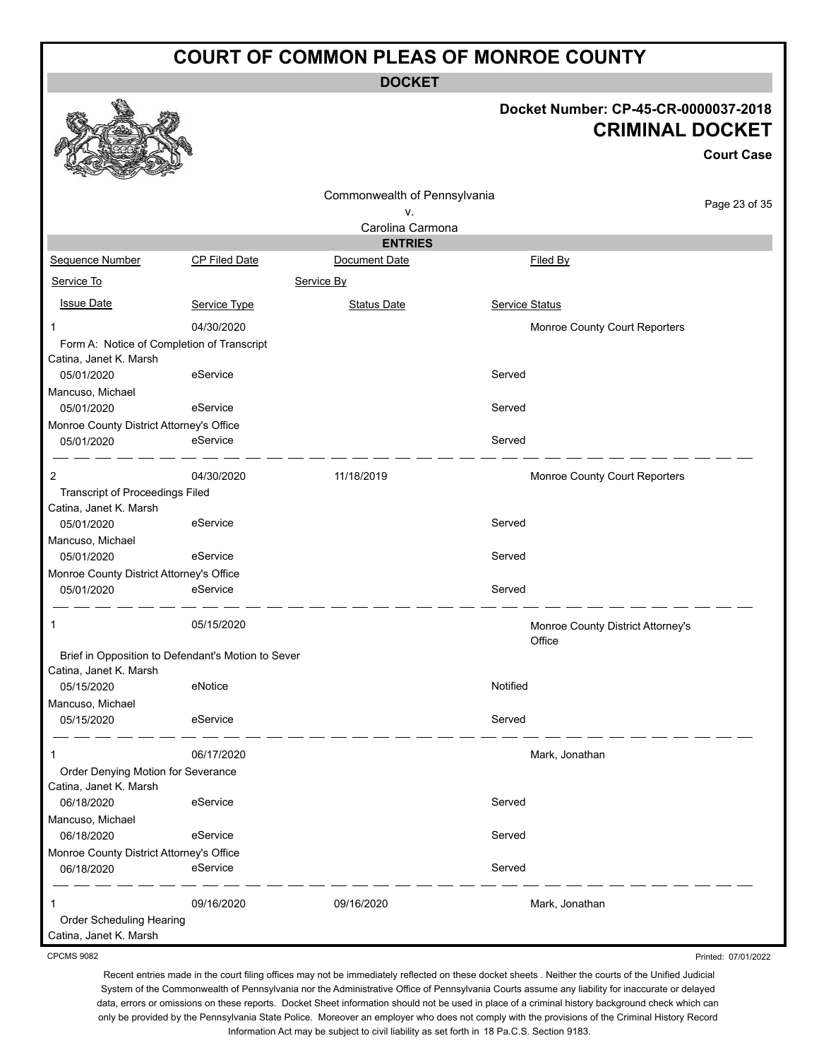# COURT OF COMMON PLEAS OF MONROE COUNTY

**DOCKET**

**Docket Number: CP-45-CR-0000037-2018**

**CRIMINAL DOCKET**

**Court Case**

Commonwealth of Pennsylvania
v.
Carolina Carmona

**ENTRIES**

| Sequence Number | CP Filed Date | Document Date | Filed By |
|---|---|---|---|
| Service To | | Service By | |
| Issue Date | Service Type | Status Date | Service Status |
| 1 | 04/30/2020 | | Monroe County Court Reporters |
| Form A: Notice of Completion of Transcript | | | |
| Catina, Janet K. Marsh | | | |
| 05/01/2020 | eService | | Served |
| Mancuso, Michael | | | |
| 05/01/2020 | eService | | Served |
| Monroe County District Attorney's Office | | | |
| 05/01/2020 | eService | | Served |
| 2 | 04/30/2020 | 11/18/2019 | Monroe County Court Reporters |
| Transcript of Proceedings Filed | | | |
| Catina, Janet K. Marsh | | | |
| 05/01/2020 | eService | | Served |
| Mancuso, Michael | | | |
| 05/01/2020 | eService | | Served |
| Monroe County District Attorney's Office | | | |
| 05/01/2020 | eService | | Served |
| 1 | 05/15/2020 | | Monroe County District Attorney's Office |
| Brief in Opposition to Defendant's Motion to Sever | | | |
| Catina, Janet K. Marsh | | | |
| 05/15/2020 | eNotice | | Notified |
| Mancuso, Michael | | | |
| 05/15/2020 | eService | | Served |
| 1 | 06/17/2020 | | Mark, Jonathan |
| Order Denying Motion for Severance | | | |
| Catina, Janet K. Marsh | | | |
| 06/18/2020 | eService | | Served |
| Mancuso, Michael | | | |
| 06/18/2020 | eService | | Served |
| Monroe County District Attorney's Office | | | |
| 06/18/2020 | eService | | Served |
| 1 | 09/16/2020 | 09/16/2020 | Mark, Jonathan |
| Order Scheduling Hearing | | | |
| Catina, Janet K. Marsh | | | |

CPCMS 9082

Printed: 07/01/2022

Recent entries made in the court filing offices may not be immediately reflected on these docket sheets . Neither the courts of the Unified Judicial System of the Commonwealth of Pennsylvania nor the Administrative Office of Pennsylvania Courts assume any liability for inaccurate or delayed data, errors or omissions on these reports. Docket Sheet information should not be used in place of a criminal history background check which can only be provided by the Pennsylvania State Police. Moreover an employer who does not comply with the provisions of the Criminal History Record Information Act may be subject to civil liability as set forth in 18 Pa.C.S. Section 9183.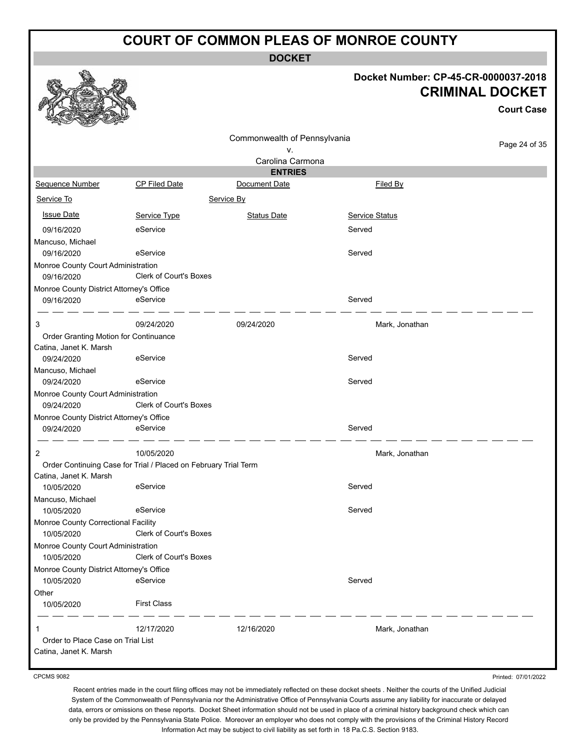# COURT OF COMMON PLEAS OF MONROE COUNTY

## DOCKET

**Docket Number: CP-45-CR-0000037-2018**

**CRIMINAL DOCKET**

**Court Case**

Commonwealth of Pennsylvania
v.
Carolina Carmona

### ENTRIES

| Sequence Number | CP Filed Date | Document Date | Filed By |
|---|---|---|---|
| Service To | | Service By | |
| Issue Date | Service Type | Status Date | Service Status |
| 09/16/2020 | eService | | Served |
| Mancuso, Michael | | | |
| 09/16/2020 | eService | | Served |
| Monroe County Court Administration | | | |
| 09/16/2020 | Clerk of Court's Boxes | | |
| Monroe County District Attorney's Office | | | |
| 09/16/2020 | eService | | Served |
| 3 | 09/24/2020 | 09/24/2020 | Mark, Jonathan |
| Order Granting Motion for Continuance | | | |
| Catina, Janet K. Marsh | | | |
| 09/24/2020 | eService | | Served |
| Mancuso, Michael | | | |
| 09/24/2020 | eService | | Served |
| Monroe County Court Administration | | | |
| 09/24/2020 | Clerk of Court's Boxes | | |
| Monroe County District Attorney's Office | | | |
| 09/24/2020 | eService | | Served |
| 2 | 10/05/2020 | | Mark, Jonathan |
| Order Continuing Case for Trial / Placed on February Trial Term | | | |
| Catina, Janet K. Marsh | | | |
| 10/05/2020 | eService | | Served |
| Mancuso, Michael | | | |
| 10/05/2020 | eService | | Served |
| Monroe County Correctional Facility | | | |
| 10/05/2020 | Clerk of Court's Boxes | | |
| Monroe County Court Administration | | | |
| 10/05/2020 | Clerk of Court's Boxes | | |
| Monroe County District Attorney's Office | | | |
| 10/05/2020 | eService | | Served |
| Other | | | |
| 10/05/2020 | First Class | | |
| 1 | 12/17/2020 | 12/16/2020 | Mark, Jonathan |
| Order to Place Case on Trial List | | | |
| Catina, Janet K. Marsh | | | |

CPCMS 9082

Printed: 07/01/2022

Recent entries made in the court filing offices may not be immediately reflected on these docket sheets . Neither the courts of the Unified Judicial System of the Commonwealth of Pennsylvania nor the Administrative Office of Pennsylvania Courts assume any liability for inaccurate or delayed data, errors or omissions on these reports. Docket Sheet information should not be used in place of a criminal history background check which can only be provided by the Pennsylvania State Police. Moreover an employer who does not comply with the provisions of the Criminal History Record Information Act may be subject to civil liability as set forth in 18 Pa.C.S. Section 9183.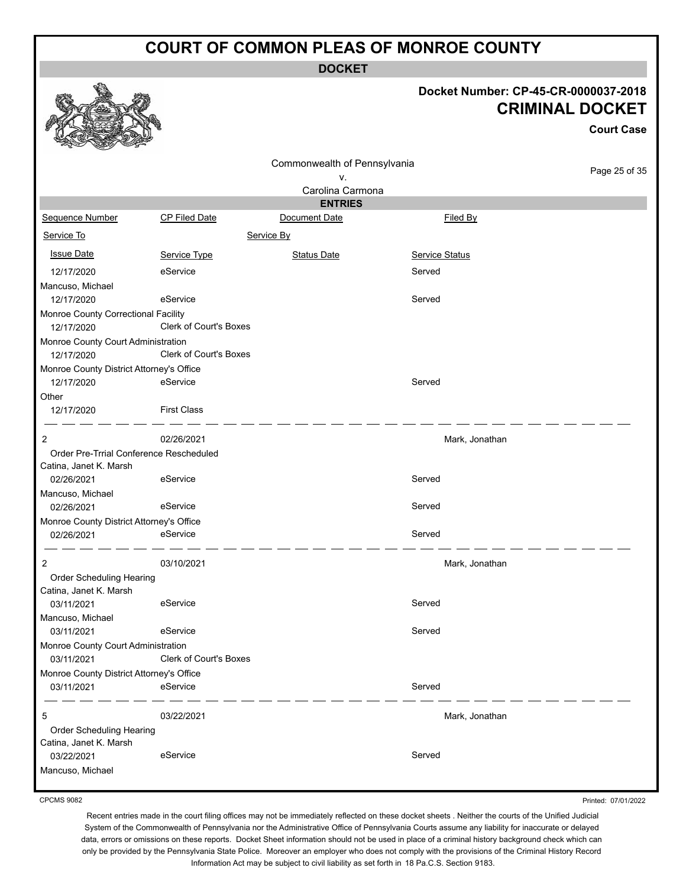# COURT OF COMMON PLEAS OF MONROE COUNTY

**DOCKET**

**Docket Number: CP-45-CR-0000037-2018**

**CRIMINAL DOCKET**

**Court Case**

Commonwealth of Pennsylvania
v.
Carolina Carmona

## ENTRIES

| Sequence Number | CP Filed Date | Document Date | Filed By |
|---|---|---|---|
| Service To | | Service By | |
| Issue Date | Service Type | Status Date | Service Status |
| 12/17/2020 | eService | | Served |
| Mancuso, Michael | | | |
| 12/17/2020 | eService | | Served |
| Monroe County Correctional Facility | | | |
| 12/17/2020 | Clerk of Court's Boxes | | |
| Monroe County Court Administration | | | |
| 12/17/2020 | Clerk of Court's Boxes | | |
| Monroe County District Attorney's Office | | | |
| 12/17/2020 | eService | | Served |
| Other | | | |
| 12/17/2020 | First Class | | |
| 2 | 02/26/2021 | | Mark, Jonathan |
| Order Pre-Trrial Conference Rescheduled | | | |
| Catina, Janet K. Marsh | | | |
| 02/26/2021 | eService | | Served |
| Mancuso, Michael | | | |
| 02/26/2021 | eService | | Served |
| Monroe County District Attorney's Office | | | |
| 02/26/2021 | eService | | Served |
| 2 | 03/10/2021 | | Mark, Jonathan |
| Order Scheduling Hearing | | | |
| Catina, Janet K. Marsh | | | |
| 03/11/2021 | eService | | Served |
| Mancuso, Michael | | | |
| 03/11/2021 | eService | | Served |
| Monroe County Court Administration | | | |
| 03/11/2021 | Clerk of Court's Boxes | | |
| Monroe County District Attorney's Office | | | |
| 03/11/2021 | eService | | Served |
| 5 | 03/22/2021 | | Mark, Jonathan |
| Order Scheduling Hearing | | | |
| Catina, Janet K. Marsh | | | |
| 03/22/2021 | eService | | Served |
| Mancuso, Michael | | | |

CPCMS 9082

Printed: 07/01/2022

Recent entries made in the court filing offices may not be immediately reflected on these docket sheets . Neither the courts of the Unified Judicial System of the Commonwealth of Pennsylvania nor the Administrative Office of Pennsylvania Courts assume any liability for inaccurate or delayed data, errors or omissions on these reports. Docket Sheet information should not be used in place of a criminal history background check which can only be provided by the Pennsylvania State Police. Moreover an employer who does not comply with the provisions of the Criminal History Record Information Act may be subject to civil liability as set forth in 18 Pa.C.S. Section 9183.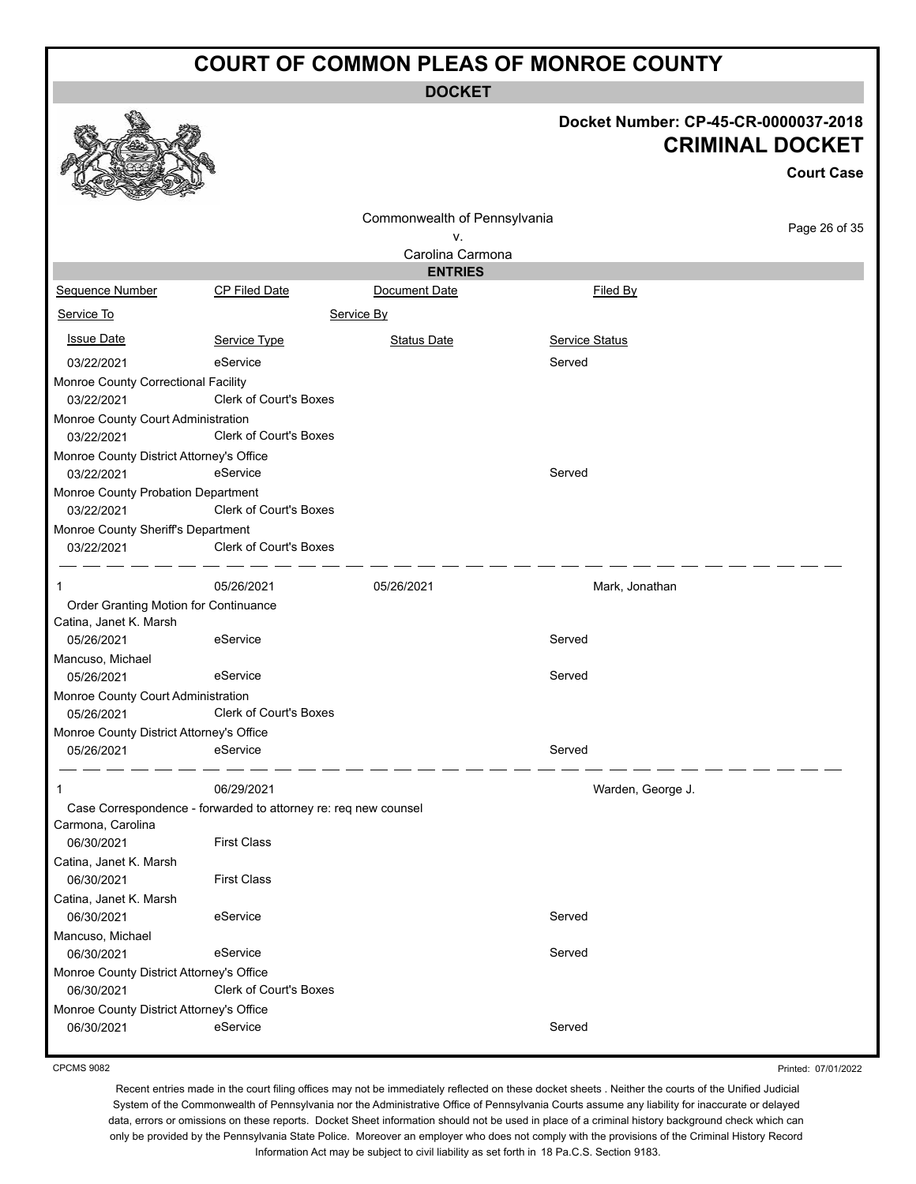# COURT OF COMMON PLEAS OF MONROE COUNTY

## DOCKET

**Docket Number: CP-45-CR-0000037-2018**

**CRIMINAL DOCKET**

**Court Case**

Commonwealth of Pennsylvania
v.
Carolina Carmona

### ENTRIES

| Sequence Number | CP Filed Date | Document Date | Filed By |
|---|---|---|---|
| Service To | | Service By | |
| Issue Date | Service Type | Status Date | Service Status |
| 03/22/2021 | eService | | Served |
| Monroe County Correctional Facility | | | |
| 03/22/2021 | Clerk of Court's Boxes | | |
| Monroe County Court Administration | | | |
| 03/22/2021 | Clerk of Court's Boxes | | |
| Monroe County District Attorney's Office | | | |
| 03/22/2021 | eService | | Served |
| Monroe County Probation Department | | | |
| 03/22/2021 | Clerk of Court's Boxes | | |
| Monroe County Sheriff's Department | | | |
| 03/22/2021 | Clerk of Court's Boxes | | |
| 1 | 05/26/2021 | 05/26/2021 | Mark, Jonathan |
| Order Granting Motion for Continuance | | | |
| Catina, Janet K. Marsh | | | |
| 05/26/2021 | eService | | Served |
| Mancuso, Michael | | | |
| 05/26/2021 | eService | | Served |
| Monroe County Court Administration | | | |
| 05/26/2021 | Clerk of Court's Boxes | | |
| Monroe County District Attorney's Office | | | |
| 05/26/2021 | eService | | Served |
| 1 | 06/29/2021 | | Warden, George J. |
| Case Correspondence - forwarded to attorney re: req new counsel | | | |
| Carmona, Carolina | | | |
| 06/30/2021 | First Class | | |
| Catina, Janet K. Marsh | | | |
| 06/30/2021 | First Class | | |
| Catina, Janet K. Marsh | | | |
| 06/30/2021 | eService | | Served |
| Mancuso, Michael | | | |
| 06/30/2021 | eService | | Served |
| Monroe County District Attorney's Office | | | |
| 06/30/2021 | Clerk of Court's Boxes | | |
| Monroe County District Attorney's Office | | | |
| 06/30/2021 | eService | | Served |

CPCMS 9082

Printed: 07/01/2022

Recent entries made in the court filing offices may not be immediately reflected on these docket sheets . Neither the courts of the Unified Judicial System of the Commonwealth of Pennsylvania nor the Administrative Office of Pennsylvania Courts assume any liability for inaccurate or delayed data, errors or omissions on these reports. Docket Sheet information should not be used in place of a criminal history background check which can only be provided by the Pennsylvania State Police. Moreover an employer who does not comply with the provisions of the Criminal History Record Information Act may be subject to civil liability as set forth in 18 Pa.C.S. Section 9183.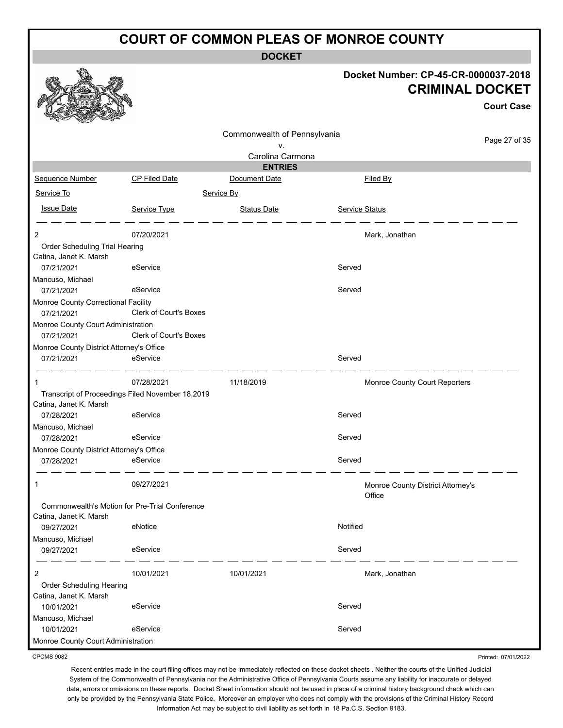# COURT OF COMMON PLEAS OF MONROE COUNTY

**DOCKET**

**Docket Number: CP-45-CR-0000037-2018**

**CRIMINAL DOCKET**

**Court Case**

Commonwealth of Pennsylvania
v.
Carolina Carmona

**ENTRIES**

| Sequence Number | CP Filed Date | Document Date | Filed By |
|---|---|---|---|
| Service To | | Service By | |
| Issue Date | Service Type | Status Date | Service Status |
| 2 | 07/20/2021 | | Mark, Jonathan |
| Order Scheduling Trial Hearing | | | |
| Catina, Janet K. Marsh | | | |
| 07/21/2021 | eService | | Served |
| Mancuso, Michael | | | |
| 07/21/2021 | eService | | Served |
| Monroe County Correctional Facility | | | |
| 07/21/2021 | Clerk of Court's Boxes | | |
| Monroe County Court Administration | | | |
| 07/21/2021 | Clerk of Court's Boxes | | |
| Monroe County District Attorney's Office | | | |
| 07/21/2021 | eService | | Served |
| 1 | 07/28/2021 | 11/18/2019 | Monroe County Court Reporters |
| Transcript of Proceedings Filed November 18,2019 | | | |
| Catina, Janet K. Marsh | | | |
| 07/28/2021 | eService | | Served |
| Mancuso, Michael | | | |
| 07/28/2021 | eService | | Served |
| Monroe County District Attorney's Office | | | |
| 07/28/2021 | eService | | Served |
| 1 | 09/27/2021 | | Monroe County District Attorney's Office |
| Commonwealth's Motion for Pre-Trial Conference | | | |
| Catina, Janet K. Marsh | | | |
| 09/27/2021 | eNotice | | Notified |
| Mancuso, Michael | | | |
| 09/27/2021 | eService | | Served |
| 2 | 10/01/2021 | 10/01/2021 | Mark, Jonathan |
| Order Scheduling Hearing | | | |
| Catina, Janet K. Marsh | | | |
| 10/01/2021 | eService | | Served |
| Mancuso, Michael | | | |
| 10/01/2021 | eService | | Served |
| Monroe County Court Administration | | | |

CPCMS 9082

Printed: 07/01/2022

Recent entries made in the court filing offices may not be immediately reflected on these docket sheets . Neither the courts of the Unified Judicial System of the Commonwealth of Pennsylvania nor the Administrative Office of Pennsylvania Courts assume any liability for inaccurate or delayed data, errors or omissions on these reports. Docket Sheet information should not be used in place of a criminal history background check which can only be provided by the Pennsylvania State Police. Moreover an employer who does not comply with the provisions of the Criminal History Record Information Act may be subject to civil liability as set forth in 18 Pa.C.S. Section 9183.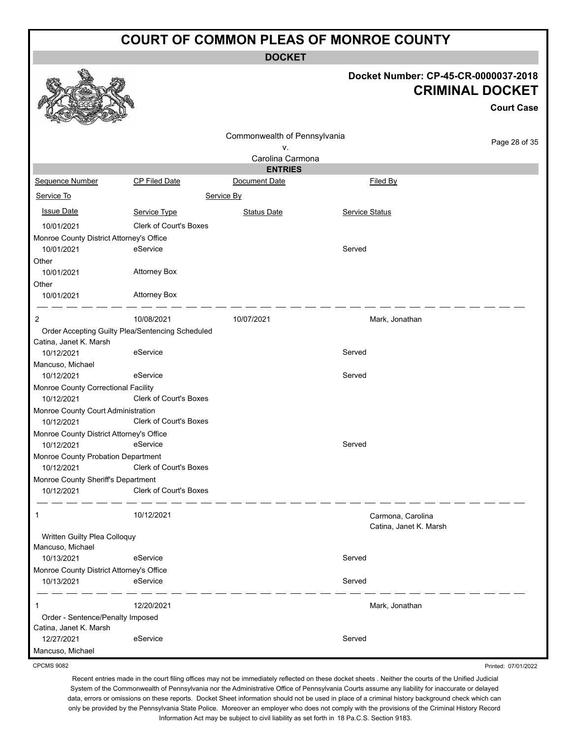# COURT OF COMMON PLEAS OF MONROE COUNTY

**DOCKET**

**Docket Number: CP-45-CR-0000037-2018**

**CRIMINAL DOCKET**

**Court Case**

Commonwealth of Pennsylvania
v.
Carolina Carmona

**ENTRIES**

| Sequence Number | CP Filed Date | Document Date | Filed By |
|---|---|---|---|
| Service To | | Service By | |
| Issue Date | Service Type | Status Date | Service Status |
| 10/01/2021 | Clerk of Court's Boxes | | |
| Monroe County District Attorney's Office | | | |
| 10/01/2021 | eService | | Served |
| Other | | | |
| 10/01/2021 | Attorney Box | | |
| Other | | | |
| 10/01/2021 | Attorney Box | | |
| 2 | 10/08/2021 | 10/07/2021 | Mark, Jonathan |
| Order Accepting Guilty Plea/Sentencing Scheduled | | | |
| Catina, Janet K. Marsh | | | |
| 10/12/2021 | eService | | Served |
| Mancuso, Michael | | | |
| 10/12/2021 | eService | | Served |
| Monroe County Correctional Facility | | | |
| 10/12/2021 | Clerk of Court's Boxes | | |
| Monroe County Court Administration | | | |
| 10/12/2021 | Clerk of Court's Boxes | | |
| Monroe County District Attorney's Office | | | |
| 10/12/2021 | eService | | Served |
| Monroe County Probation Department | | | |
| 10/12/2021 | Clerk of Court's Boxes | | |
| Monroe County Sheriff's Department | | | |
| 10/12/2021 | Clerk of Court's Boxes | | |
| 1 | 10/12/2021 | | Carmona, Carolina<br>Catina, Janet K. Marsh |
| Written Guilty Plea Colloquy | | | |
| Mancuso, Michael | | | |
| 10/13/2021 | eService | | Served |
| Monroe County District Attorney's Office | | | |
| 10/13/2021 | eService | | Served |
| 1 | 12/20/2021 | | Mark, Jonathan |
| Order - Sentence/Penalty Imposed | | | |
| Catina, Janet K. Marsh | | | |
| 12/27/2021 | eService | | Served |
| Mancuso, Michael | | | |

CPCMS 9082

Printed: 07/01/2022

Recent entries made in the court filing offices may not be immediately reflected on these docket sheets . Neither the courts of the Unified Judicial System of the Commonwealth of Pennsylvania nor the Administrative Office of Pennsylvania Courts assume any liability for inaccurate or delayed data, errors or omissions on these reports. Docket Sheet information should not be used in place of a criminal history background check which can only be provided by the Pennsylvania State Police. Moreover an employer who does not comply with the provisions of the Criminal History Record Information Act may be subject to civil liability as set forth in 18 Pa.C.S. Section 9183.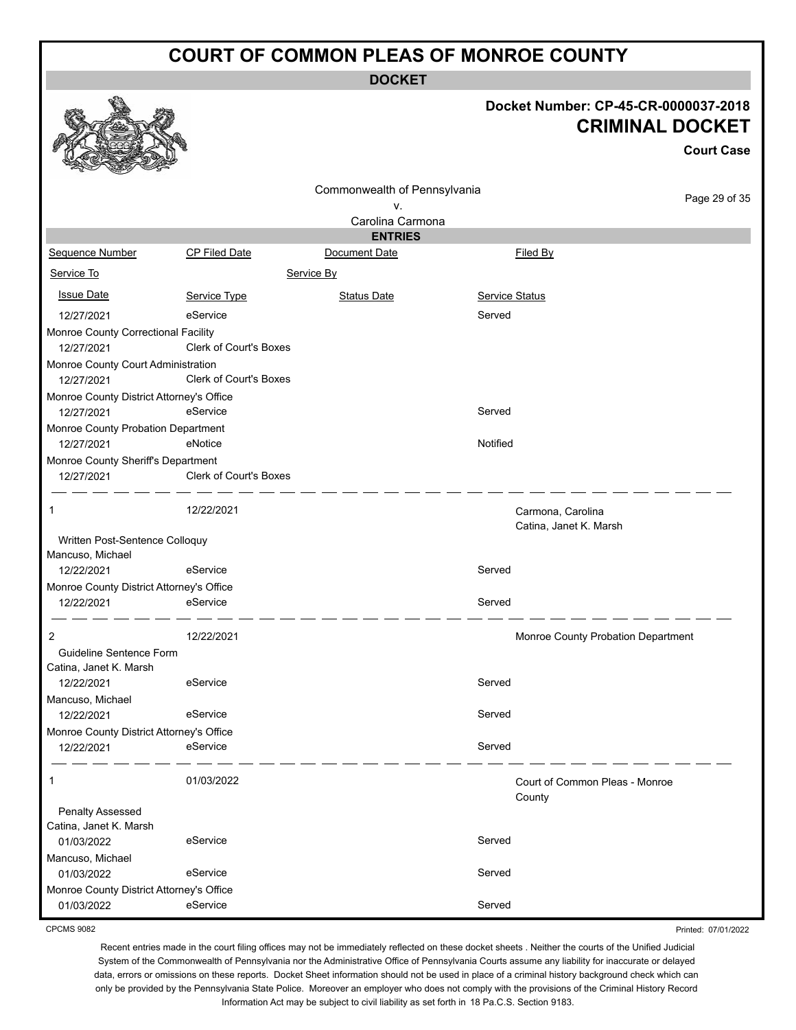# COURT OF COMMON PLEAS OF MONROE COUNTY

## DOCKET

**Docket Number: CP-45-CR-0000037-2018**

**CRIMINAL DOCKET**

**Court Case**

Commonwealth of Pennsylvania
v.
Carolina Carmona

### ENTRIES

| Sequence Number | CP Filed Date | Document Date | Filed By |
|---|---|---|---|
| Service To | | Service By | |
| Issue Date | Service Type | Status Date | Service Status |

| | | | |
|---|---|---|---|
| 12/27/2021 | eService | | Served |
| Monroe County Correctional Facility | | | |
| 12/27/2021 | Clerk of Court's Boxes | | |
| Monroe County Court Administration | | | |
| 12/27/2021 | Clerk of Court's Boxes | | |
| Monroe County District Attorney's Office | | | |
| 12/27/2021 | eService | | Served |
| Monroe County Probation Department | | | |
| 12/27/2021 | eNotice | | Notified |
| Monroe County Sheriff's Department | | | |
| 12/27/2021 | Clerk of Court's Boxes | | |

| | | | |
|---|---|---|---|
| 1 | 12/22/2021 | | Carmona, Carolina<br>Catina, Janet K. Marsh |
| Written Post-Sentence Colloquy | | | |
| Mancuso, Michael | | | |
| 12/22/2021 | eService | | Served |
| Monroe County District Attorney's Office | | | |
| 12/22/2021 | eService | | Served |

| | | | |
|---|---|---|---|
| 2 | 12/22/2021 | | Monroe County Probation Department |
| Guideline Sentence Form | | | |
| Catina, Janet K. Marsh | | | |
| 12/22/2021 | eService | | Served |
| Mancuso, Michael | | | |
| 12/22/2021 | eService | | Served |
| Monroe County District Attorney's Office | | | |
| 12/22/2021 | eService | | Served |

| | | | |
|---|---|---|---|
| 1 | 01/03/2022 | | Court of Common Pleas - Monroe County |
| Penalty Assessed | | | |
| Catina, Janet K. Marsh | | | |
| 01/03/2022 | eService | | Served |
| Mancuso, Michael | | | |
| 01/03/2022 | eService | | Served |
| Monroe County District Attorney's Office | | | |
| 01/03/2022 | eService | | Served |

CPCMS 9082

Printed: 07/01/2022

Recent entries made in the court filing offices may not be immediately reflected on these docket sheets . Neither the courts of the Unified Judicial System of the Commonwealth of Pennsylvania nor the Administrative Office of Pennsylvania Courts assume any liability for inaccurate or delayed data, errors or omissions on these reports. Docket Sheet information should not be used in place of a criminal history background check which can only be provided by the Pennsylvania State Police. Moreover an employer who does not comply with the provisions of the Criminal History Record Information Act may be subject to civil liability as set forth in 18 Pa.C.S. Section 9183.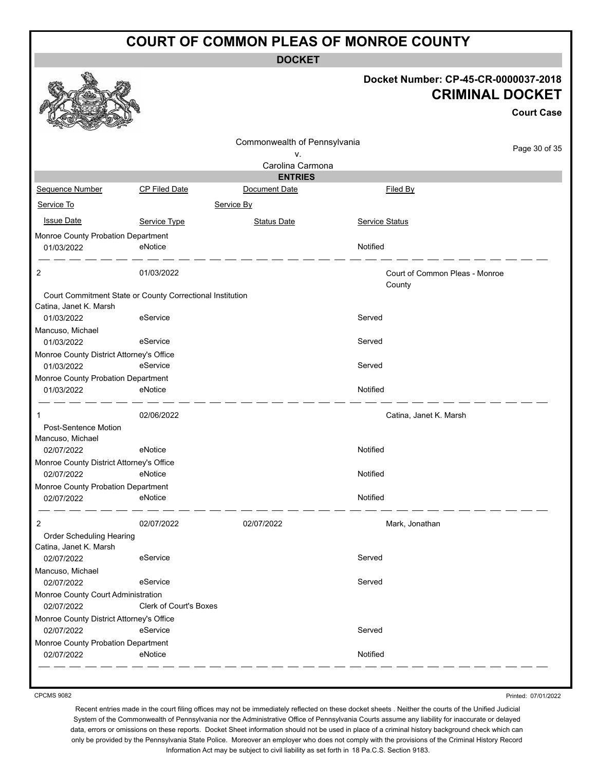# COURT OF COMMON PLEAS OF MONROE COUNTY

**DOCKET**

**Docket Number: CP-45-CR-0000037-2018**

**CRIMINAL DOCKET**

**Court Case**

Commonwealth of Pennsylvania
v.
Carolina Carmona

**ENTRIES**

| Sequence Number | CP Filed Date | Document Date | Filed By |
|---|---|---|---|
| Service To | | Service By | |
| Issue Date | Service Type | Status Date | Service Status |
| Monroe County Probation Department | | | |
| 01/03/2022 | eNotice | | Notified |
| 2 | 01/03/2022 | | Court of Common Pleas - Monroe County |
| Court Commitment State or County Correctional Institution | | | |
| Catina, Janet K. Marsh | | | |
| 01/03/2022 | eService | | Served |
| Mancuso, Michael | | | |
| 01/03/2022 | eService | | Served |
| Monroe County District Attorney's Office | | | |
| 01/03/2022 | eService | | Served |
| Monroe County Probation Department | | | |
| 01/03/2022 | eNotice | | Notified |
| 1 | 02/06/2022 | | Catina, Janet K. Marsh |
| Post-Sentence Motion | | | |
| Mancuso, Michael | | | |
| 02/07/2022 | eNotice | | Notified |
| Monroe County District Attorney's Office | | | |
| 02/07/2022 | eNotice | | Notified |
| Monroe County Probation Department | | | |
| 02/07/2022 | eNotice | | Notified |
| 2 | 02/07/2022 | 02/07/2022 | Mark, Jonathan |
| Order Scheduling Hearing | | | |
| Catina, Janet K. Marsh | | | |
| 02/07/2022 | eService | | Served |
| Mancuso, Michael | | | |
| 02/07/2022 | eService | | Served |
| Monroe County Court Administration | | | |
| 02/07/2022 | Clerk of Court's Boxes | | |
| Monroe County District Attorney's Office | | | |
| 02/07/2022 | eService | | Served |
| Monroe County Probation Department | | | |
| 02/07/2022 | eNotice | | Notified |

CPCMS 9082

Printed: 07/01/2022

Recent entries made in the court filing offices may not be immediately reflected on these docket sheets . Neither the courts of the Unified Judicial System of the Commonwealth of Pennsylvania nor the Administrative Office of Pennsylvania Courts assume any liability for inaccurate or delayed data, errors or omissions on these reports. Docket Sheet information should not be used in place of a criminal history background check which can only be provided by the Pennsylvania State Police. Moreover an employer who does not comply with the provisions of the Criminal History Record Information Act may be subject to civil liability as set forth in 18 Pa.C.S. Section 9183.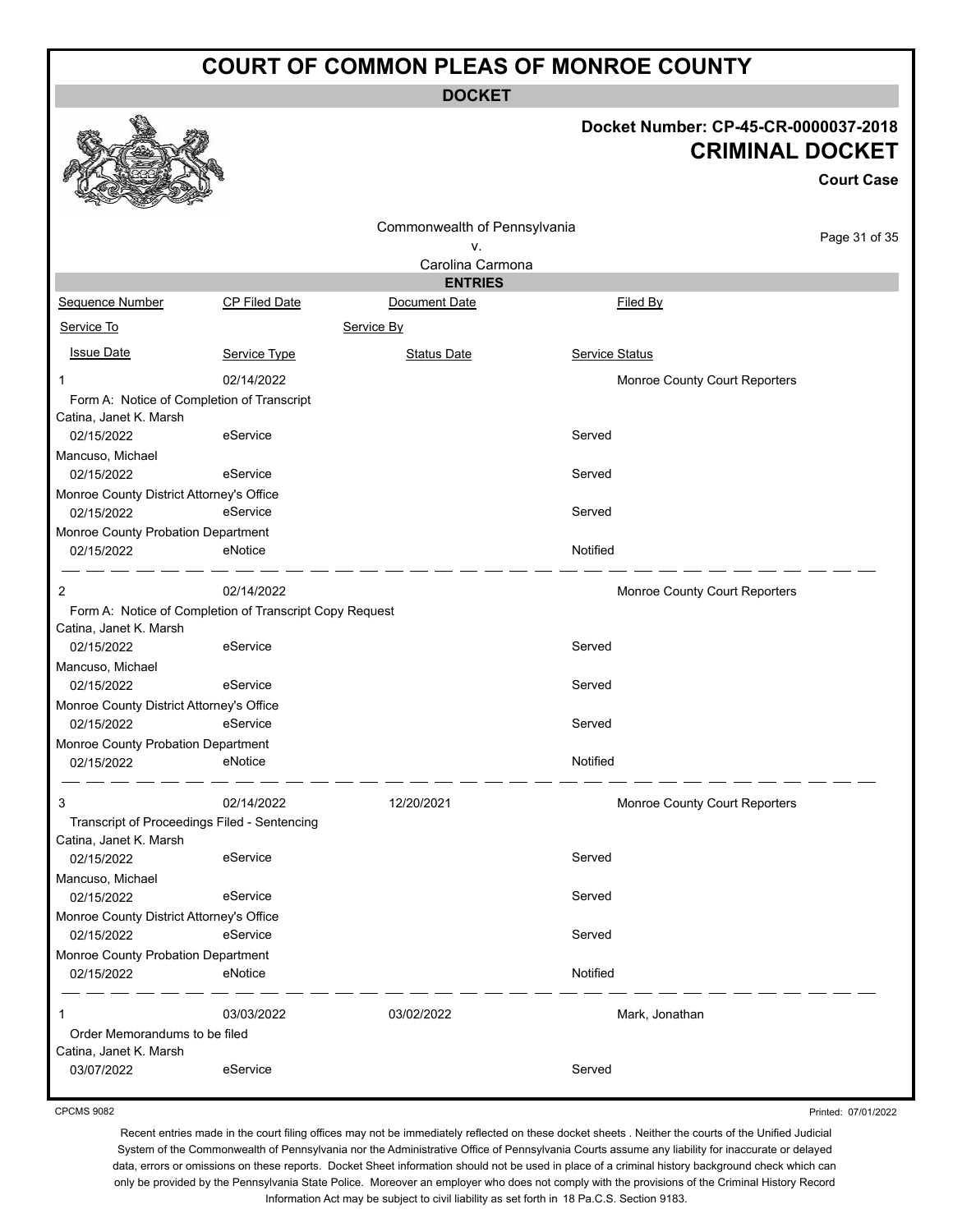# COURT OF COMMON PLEAS OF MONROE COUNTY

## DOCKET

**Docket Number: CP-45-CR-0000037-2018**

**CRIMINAL DOCKET**

**Court Case**

Commonwealth of Pennsylvania
v.
Carolina Carmona

### ENTRIES

| Sequence Number | CP Filed Date | Document Date | Filed By |
|---|---|---|---|
| Service To | | Service By | |
| Issue Date | Service Type | Status Date | Service Status |
| 1 | 02/14/2022 | | Monroe County Court Reporters |
| Form A: Notice of Completion of Transcript | | | |
| Catina, Janet K. Marsh | | | |
| 02/15/2022 | eService | | Served |
| Mancuso, Michael | | | |
| 02/15/2022 | eService | | Served |
| Monroe County District Attorney's Office | | | |
| 02/15/2022 | eService | | Served |
| Monroe County Probation Department | | | |
| 02/15/2022 | eNotice | | Notified |
| 2 | 02/14/2022 | | Monroe County Court Reporters |
| Form A: Notice of Completion of Transcript Copy Request | | | |
| Catina, Janet K. Marsh | | | |
| 02/15/2022 | eService | | Served |
| Mancuso, Michael | | | |
| 02/15/2022 | eService | | Served |
| Monroe County District Attorney's Office | | | |
| 02/15/2022 | eService | | Served |
| Monroe County Probation Department | | | |
| 02/15/2022 | eNotice | | Notified |
| 3 | 02/14/2022 | 12/20/2021 | Monroe County Court Reporters |
| Transcript of Proceedings Filed - Sentencing | | | |
| Catina, Janet K. Marsh | | | |
| 02/15/2022 | eService | | Served |
| Mancuso, Michael | | | |
| 02/15/2022 | eService | | Served |
| Monroe County District Attorney's Office | | | |
| 02/15/2022 | eService | | Served |
| Monroe County Probation Department | | | |
| 02/15/2022 | eNotice | | Notified |
| 1 | 03/03/2022 | 03/02/2022 | Mark, Jonathan |
| Order Memorandums to be filed | | | |
| Catina, Janet K. Marsh | | | |
| 03/07/2022 | eService | | Served |

CPCMS 9082

Printed: 07/01/2022

Recent entries made in the court filing offices may not be immediately reflected on these docket sheets . Neither the courts of the Unified Judicial System of the Commonwealth of Pennsylvania nor the Administrative Office of Pennsylvania Courts assume any liability for inaccurate or delayed data, errors or omissions on these reports. Docket Sheet information should not be used in place of a criminal history background check which can only be provided by the Pennsylvania State Police. Moreover an employer who does not comply with the provisions of the Criminal History Record Information Act may be subject to civil liability as set forth in 18 Pa.C.S. Section 9183.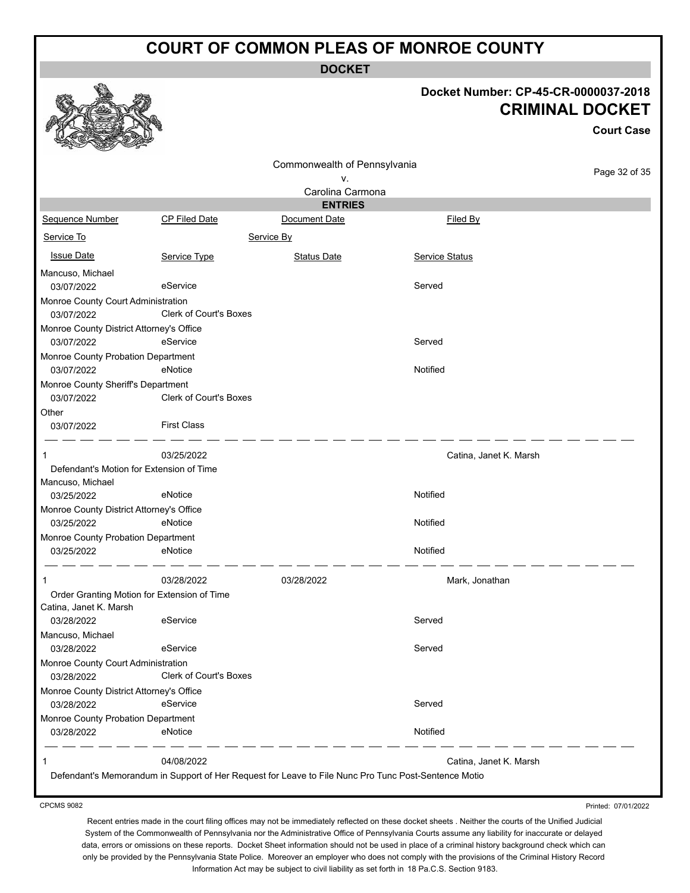# COURT OF COMMON PLEAS OF MONROE COUNTY

**DOCKET**

**Docket Number: CP-45-CR-0000037-2018**

**CRIMINAL DOCKET**

**Court Case**

Commonwealth of Pennsylvania
v.
Carolina Carmona

**ENTRIES**

| Sequence Number | CP Filed Date | Document Date | Filed By |
|---|---|---|---|
| Service To | | Service By | |
| Issue Date | Service Type | Status Date | Service Status |
| Mancuso, Michael | | | |
| 03/07/2022 | eService | | Served |
| Monroe County Court Administration | | | |
| 03/07/2022 | Clerk of Court's Boxes | | |
| Monroe County District Attorney's Office | | | |
| 03/07/2022 | eService | | Served |
| Monroe County Probation Department | | | |
| 03/07/2022 | eNotice | | Notified |
| Monroe County Sheriff's Department | | | |
| 03/07/2022 | Clerk of Court's Boxes | | |
| Other | | | |
| 03/07/2022 | First Class | | |
| 1 | 03/25/2022 | | Catina, Janet K. Marsh |
| Defendant's Motion for Extension of Time | | | |
| Mancuso, Michael | | | |
| 03/25/2022 | eNotice | | Notified |
| Monroe County District Attorney's Office | | | |
| 03/25/2022 | eNotice | | Notified |
| Monroe County Probation Department | | | |
| 03/25/2022 | eNotice | | Notified |
| 1 | 03/28/2022 | 03/28/2022 | Mark, Jonathan |
| Order Granting Motion for Extension of Time | | | |
| Catina, Janet K. Marsh | | | |
| 03/28/2022 | eService | | Served |
| Mancuso, Michael | | | |
| 03/28/2022 | eService | | Served |
| Monroe County Court Administration | | | |
| 03/28/2022 | Clerk of Court's Boxes | | |
| Monroe County District Attorney's Office | | | |
| 03/28/2022 | eService | | Served |
| Monroe County Probation Department | | | |
| 03/28/2022 | eNotice | | Notified |
| 1 | 04/08/2022 | | Catina, Janet K. Marsh |
| Defendant's Memorandum in Support of Her Request for Leave to File Nunc Pro Tunc Post-Sentence Motio | | | |

CPCMS 9082

Printed: 07/01/2022

Recent entries made in the court filing offices may not be immediately reflected on these docket sheets . Neither the courts of the Unified Judicial System of the Commonwealth of Pennsylvania nor the Administrative Office of Pennsylvania Courts assume any liability for inaccurate or delayed data, errors or omissions on these reports. Docket Sheet information should not be used in place of a criminal history background check which can only be provided by the Pennsylvania State Police. Moreover an employer who does not comply with the provisions of the Criminal History Record Information Act may be subject to civil liability as set forth in 18 Pa.C.S. Section 9183.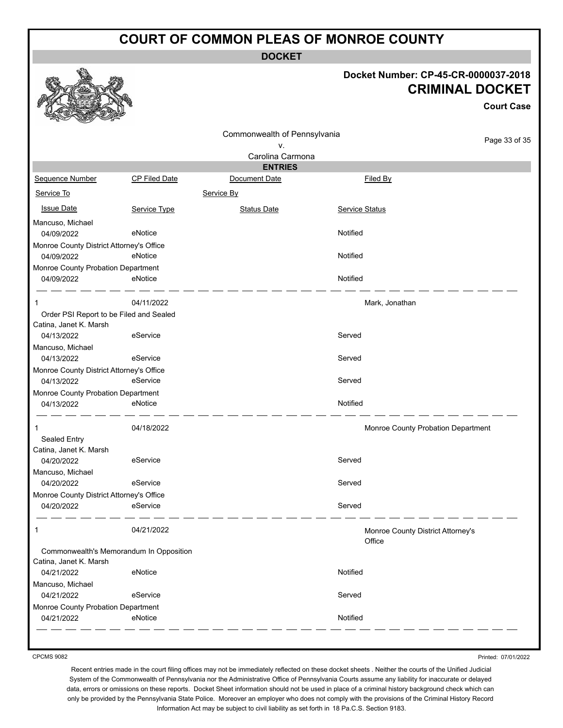# COURT OF COMMON PLEAS OF MONROE COUNTY

**DOCKET**

**Docket Number: CP-45-CR-0000037-2018**

**CRIMINAL DOCKET**

**Court Case**

Commonwealth of Pennsylvania
v.
Carolina Carmona

**ENTRIES**

| Sequence Number | CP Filed Date | Document Date | Filed By |
|---|---|---|---|
| Service To | | Service By | |
| Issue Date | Service Type | Status Date | Service Status |
| Mancuso, Michael | | | |
| 04/09/2022 | eNotice | | Notified |
| Monroe County District Attorney's Office | | | |
| 04/09/2022 | eNotice | | Notified |
| Monroe County Probation Department | | | |
| 04/09/2022 | eNotice | | Notified |
| 1 | 04/11/2022 | | Mark, Jonathan |
| Order PSI Report to be Filed and Sealed | | | |
| Catina, Janet K. Marsh | | | |
| 04/13/2022 | eService | | Served |
| Mancuso, Michael | | | |
| 04/13/2022 | eService | | Served |
| Monroe County District Attorney's Office | | | |
| 04/13/2022 | eService | | Served |
| Monroe County Probation Department | | | |
| 04/13/2022 | eNotice | | Notified |
| 1 | 04/18/2022 | | Monroe County Probation Department |
| Sealed Entry | | | |
| Catina, Janet K. Marsh | | | |
| 04/20/2022 | eService | | Served |
| Mancuso, Michael | | | |
| 04/20/2022 | eService | | Served |
| Monroe County District Attorney's Office | | | |
| 04/20/2022 | eService | | Served |
| 1 | 04/21/2022 | | Monroe County District Attorney's Office |
| Commonwealth's Memorandum In Opposition | | | |
| Catina, Janet K. Marsh | | | |
| 04/21/2022 | eNotice | | Notified |
| Mancuso, Michael | | | |
| 04/21/2022 | eService | | Served |
| Monroe County Probation Department | | | |
| 04/21/2022 | eNotice | | Notified |

CPCMS 9082

Printed: 07/01/2022

Recent entries made in the court filing offices may not be immediately reflected on these docket sheets . Neither the courts of the Unified Judicial System of the Commonwealth of Pennsylvania nor the Administrative Office of Pennsylvania Courts assume any liability for inaccurate or delayed data, errors or omissions on these reports. Docket Sheet information should not be used in place of a criminal history background check which can only be provided by the Pennsylvania State Police. Moreover an employer who does not comply with the provisions of the Criminal History Record Information Act may be subject to civil liability as set forth in 18 Pa.C.S. Section 9183.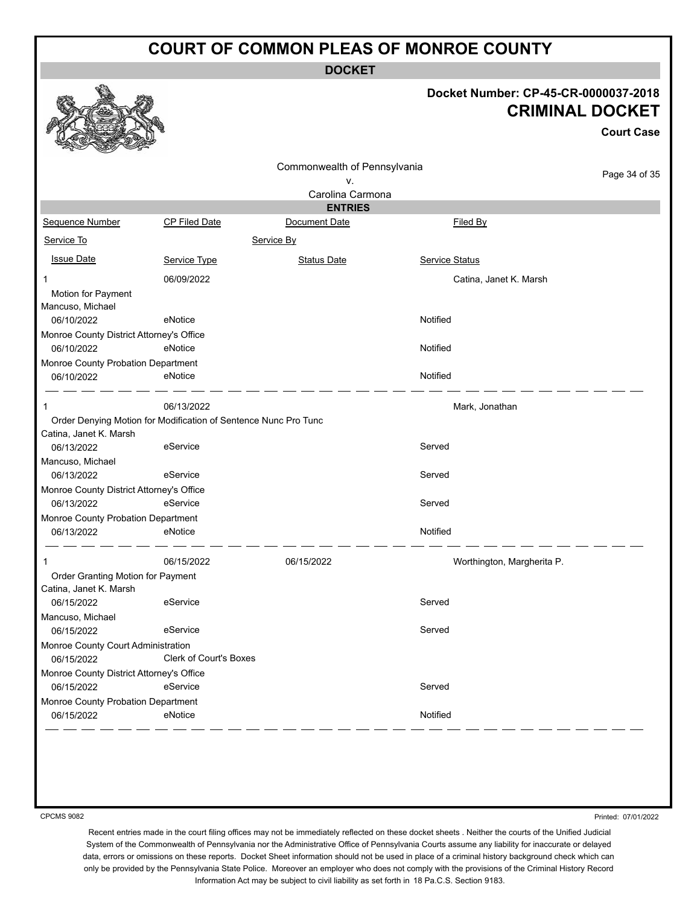# COURT OF COMMON PLEAS OF MONROE COUNTY

**DOCKET**

**Docket Number: CP-45-CR-0000037-2018**

**CRIMINAL DOCKET**

**Court Case**

Commonwealth of Pennsylvania
v.
Carolina Carmona

## ENTRIES

| Sequence Number | CP Filed Date | Document Date | Filed By |
|---|---|---|---|
| Service To | | Service By | |
| Issue Date | Service Type | Status Date | Service Status |
| 1 | 06/09/2022 | | Catina, Janet K. Marsh |
| Motion for Payment | | | |
| Mancuso, Michael | | | |
| 06/10/2022 | eNotice | | Notified |
| Monroe County District Attorney's Office | | | |
| 06/10/2022 | eNotice | | Notified |
| Monroe County Probation Department | | | |
| 06/10/2022 | eNotice | | Notified |
| 1 | 06/13/2022 | | Mark, Jonathan |
| Order Denying Motion for Modification of Sentence Nunc Pro Tunc | | | |
| Catina, Janet K. Marsh | | | |
| 06/13/2022 | eService | | Served |
| Mancuso, Michael | | | |
| 06/13/2022 | eService | | Served |
| Monroe County District Attorney's Office | | | |
| 06/13/2022 | eService | | Served |
| Monroe County Probation Department | | | |
| 06/13/2022 | eNotice | | Notified |
| 1 | 06/15/2022 | 06/15/2022 | Worthington, Margherita P. |
| Order Granting Motion for Payment | | | |
| Catina, Janet K. Marsh | | | |
| 06/15/2022 | eService | | Served |
| Mancuso, Michael | | | |
| 06/15/2022 | eService | | Served |
| Monroe County Court Administration | | | |
| 06/15/2022 | Clerk of Court's Boxes | | |
| Monroe County District Attorney's Office | | | |
| 06/15/2022 | eService | | Served |
| Monroe County Probation Department | | | |
| 06/15/2022 | eNotice | | Notified |

CPCMS 9082

Printed: 07/01/2022

Recent entries made in the court filing offices may not be immediately reflected on these docket sheets . Neither the courts of the Unified Judicial System of the Commonwealth of Pennsylvania nor the Administrative Office of Pennsylvania Courts assume any liability for inaccurate or delayed data, errors or omissions on these reports. Docket Sheet information should not be used in place of a criminal history background check which can only be provided by the Pennsylvania State Police. Moreover an employer who does not comply with the provisions of the Criminal History Record Information Act may be subject to civil liability as set forth in 18 Pa.C.S. Section 9183.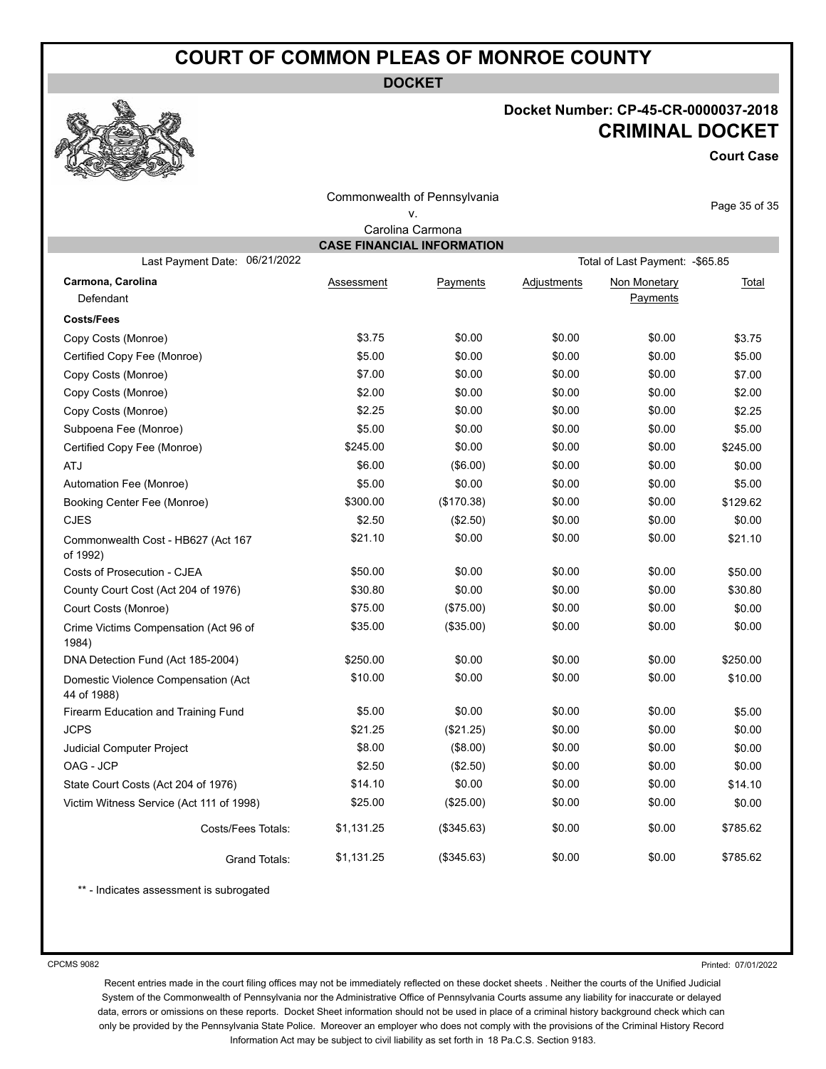# COURT OF COMMON PLEAS OF MONROE COUNTY

**DOCKET**

**Docket Number: CP-45-CR-0000037-2018**

## CRIMINAL DOCKET

**Court Case**

Commonwealth of Pennsylvania
v.
Carolina Carmona

### CASE FINANCIAL INFORMATION

Last Payment Date: 06/21/2022 | Total of Last Payment: -$65.85

| Carmona, Carolina Defendant | Assessment | Payments | Adjustments | Non Monetary Payments | Total |
|---|---|---|---|---|---|
| **Costs/Fees** | | | | | |
| Copy Costs (Monroe) | $3.75 | $0.00 | $0.00 | $0.00 | $3.75 |
| Certified Copy Fee (Monroe) | $5.00 | $0.00 | $0.00 | $0.00 | $5.00 |
| Copy Costs (Monroe) | $7.00 | $0.00 | $0.00 | $0.00 | $7.00 |
| Copy Costs (Monroe) | $2.00 | $0.00 | $0.00 | $0.00 | $2.00 |
| Copy Costs (Monroe) | $2.25 | $0.00 | $0.00 | $0.00 | $2.25 |
| Subpoena Fee (Monroe) | $5.00 | $0.00 | $0.00 | $0.00 | $5.00 |
| Certified Copy Fee (Monroe) | $245.00 | $0.00 | $0.00 | $0.00 | $245.00 |
| ATJ | $6.00 | ($6.00) | $0.00 | $0.00 | $0.00 |
| Automation Fee (Monroe) | $5.00 | $0.00 | $0.00 | $0.00 | $5.00 |
| Booking Center Fee (Monroe) | $300.00 | ($170.38) | $0.00 | $0.00 | $129.62 |
| CJES | $2.50 | ($2.50) | $0.00 | $0.00 | $0.00 |
| Commonwealth Cost - HB627 (Act 167 of 1992) | $21.10 | $0.00 | $0.00 | $0.00 | $21.10 |
| Costs of Prosecution - CJEA | $50.00 | $0.00 | $0.00 | $0.00 | $50.00 |
| County Court Cost (Act 204 of 1976) | $30.80 | $0.00 | $0.00 | $0.00 | $30.80 |
| Court Costs (Monroe) | $75.00 | ($75.00) | $0.00 | $0.00 | $0.00 |
| Crime Victims Compensation (Act 96 of 1984) | $35.00 | ($35.00) | $0.00 | $0.00 | $0.00 |
| DNA Detection Fund (Act 185-2004) | $250.00 | $0.00 | $0.00 | $0.00 | $250.00 |
| Domestic Violence Compensation (Act 44 of 1988) | $10.00 | $0.00 | $0.00 | $0.00 | $10.00 |
| Firearm Education and Training Fund | $5.00 | $0.00 | $0.00 | $0.00 | $5.00 |
| JCPS | $21.25 | ($21.25) | $0.00 | $0.00 | $0.00 |
| Judicial Computer Project | $8.00 | ($8.00) | $0.00 | $0.00 | $0.00 |
| OAG - JCP | $2.50 | ($2.50) | $0.00 | $0.00 | $0.00 |
| State Court Costs (Act 204 of 1976) | $14.10 | $0.00 | $0.00 | $0.00 | $14.10 |
| Victim Witness Service (Act 111 of 1998) | $25.00 | ($25.00) | $0.00 | $0.00 | $0.00 |
| Costs/Fees Totals: | $1,131.25 | ($345.63) | $0.00 | $0.00 | $785.62 |
| Grand Totals: | $1,131.25 | ($345.63) | $0.00 | $0.00 | $785.62 |

** - Indicates assessment is subrogated

CPCMS 9082

Printed: 07/01/2022

Recent entries made in the court filing offices may not be immediately reflected on these docket sheets . Neither the courts of the Unified Judicial System of the Commonwealth of Pennsylvania nor the Administrative Office of Pennsylvania Courts assume any liability for inaccurate or delayed data, errors or omissions on these reports. Docket Sheet information should not be used in place of a criminal history background check which can only be provided by the Pennsylvania State Police. Moreover an employer who does not comply with the provisions of the Criminal History Record Information Act may be subject to civil liability as set forth in 18 Pa.C.S. Section 9183.